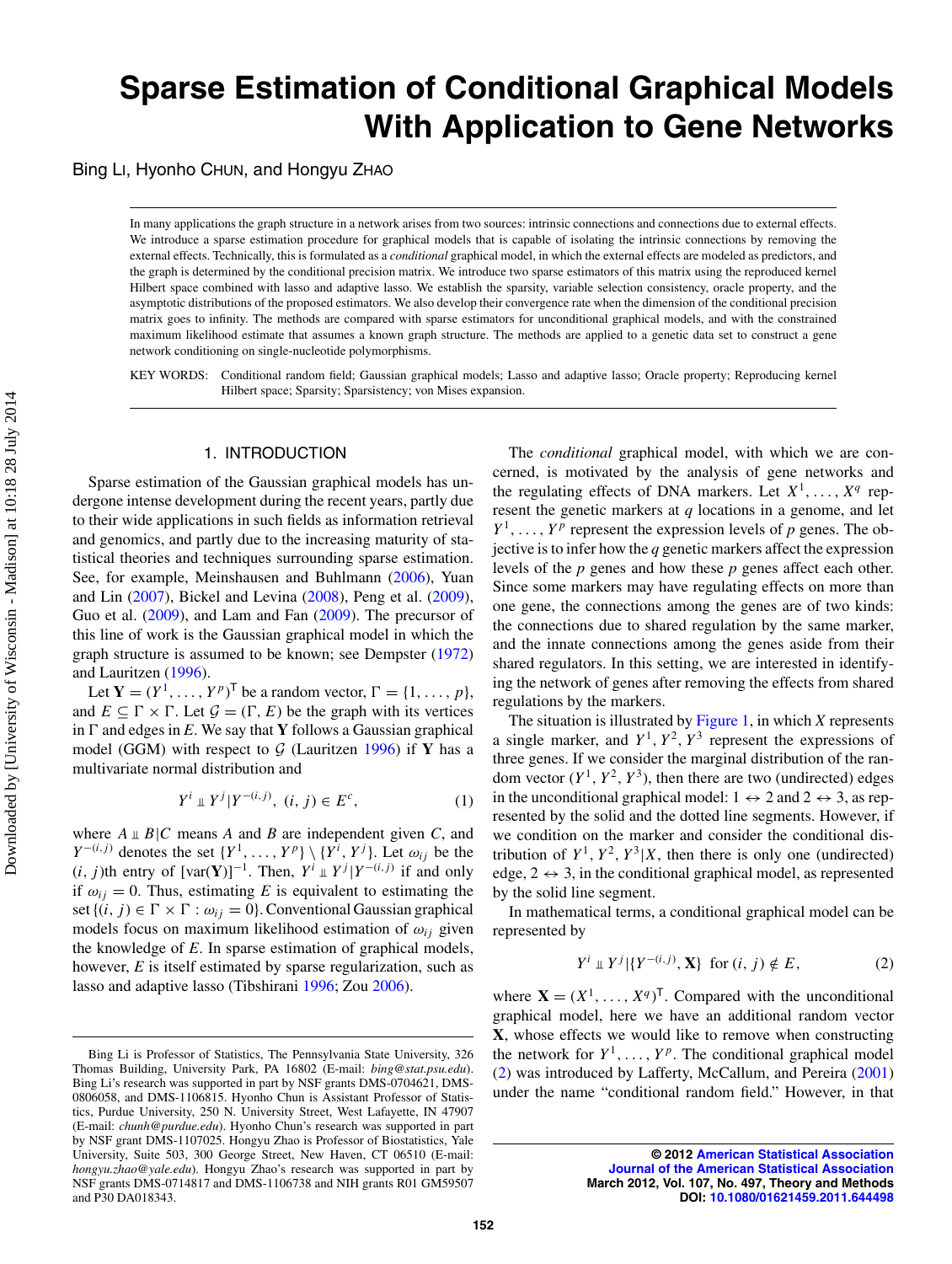# Sparse Estimation of Conditional Graphical Models With Application to Gene Networks

Bing LI, Hyonho CHUN, and Hongyu ZHAO

In many applications the graph structure in a network arises from two sources: intrinsic connections and connections due to external effects. We introduce a sparse estimation procedure for graphical models that is capable of isolating the intrinsic connections by removing the external effects. Technically, this is formulated as a *conditional* graphical model, in which the external effects are modeled as predictors, and the graph is determined by the conditional precision matrix. We introduce two sparse estimators of this matrix using the reproduced kernel Hilbert space combined with lasso and adaptive lasso. We establish the sparsity, variable selection consistency, oracle property, and the asymptotic distributions of the proposed estimators. We also develop their convergence rate when the dimension of the conditional precision matrix goes to infinity. The methods are compared with sparse estimators for unconditional graphical models, and with the constrained maximum likelihood estimate that assumes a known graph structure. The methods are applied to a genetic data set to construct a gene network conditioning on single-nucleotide polymorphisms.

KEY WORDS: Conditional random field; Gaussian graphical models; Lasso and adaptive lasso; Oracle property; Reproducing kernel Hilbert space; Sparsity; Sparsistency; von Mises expansion.

## 1. INTRODUCTION

Sparse estimation of the Gaussian graphical models has undergone intense development during the recent years, partly due to their wide applications in such fields as information retrieval and genomics, and partly due to the increasing maturity of statistical theories and techniques surrounding sparse estimation. See, for example, Meinshausen and Buhlmann (2006), Yuan and Lin (2007), Bickel and Levina (2008), Peng et al. (2009), Guo et al. (2009), and Lam and Fan (2009). The precursor of this line of work is the Gaussian graphical model in which the graph structure is assumed to be known; see Dempster (1972) and Lauritzen (1996).

Let $\mathbf{Y} = (Y^1, \ldots, Y^p)^\mathsf{T}$ be a random vector, $\Gamma = \{1, \ldots, p\}$, and $E \subseteq \Gamma \times \Gamma$. Let $\mathcal{G} = (\Gamma, E)$ be the graph with its vertices in $\Gamma$ and edges in $E$. We say that $\mathbf{Y}$ follows a Gaussian graphical model (GGM) with respect to $\mathcal{G}$ (Lauritzen 1996) if $\mathbf{Y}$ has a multivariate normal distribution and

$$Y^i \perp\!\!\!\perp Y^j | Y^{-(i,j)}, \ (i, j) \in E^c, \tag{1}$$

where $A \perp\!\!\!\perp B | C$ means $A$ and $B$ are independent given $C$, and $Y^{-(i,j)}$ denotes the set $\{Y^1, \ldots, Y^p\} \setminus \{Y^i, Y^j\}$. Let $\omega_{ij}$ be the $(i, j)$th entry of $[\mathrm{var}(\mathbf{Y})]^{-1}$. Then, $Y^i \perp\!\!\!\perp Y^j | Y^{-(i,j)}$ if and only if $\omega_{ij} = 0$. Thus, estimating $E$ is equivalent to estimating the set $\{(i, j) \in \Gamma \times \Gamma : \omega_{ij} = 0\}$. Conventional Gaussian graphical models focus on maximum likelihood estimation of $\omega_{ij}$ given the knowledge of $E$. In sparse estimation of graphical models, however, $E$ is itself estimated by sparse regularization, such as lasso and adaptive lasso (Tibshirani 1996; Zou 2006).

The *conditional* graphical model, with which we are concerned, is motivated by the analysis of gene networks and the regulating effects of DNA markers. Let $X^1, \ldots, X^q$ represent the genetic markers at $q$ locations in a genome, and let $Y^1, \ldots, Y^p$ represent the expression levels of $p$ genes. The objective is to infer how the $q$ genetic markers affect the expression levels of the $p$ genes and how these $p$ genes affect each other. Since some markers may have regulating effects on more than one gene, the connections among the genes are of two kinds: the connections due to shared regulation by the same marker, and the innate connections among the genes aside from their shared regulators. In this setting, we are interested in identifying the network of genes after removing the effects from shared regulations by the markers.

The situation is illustrated by Figure 1, in which $X$ represents a single marker, and $Y^1, Y^2, Y^3$ represent the expressions of three genes. If we consider the marginal distribution of the random vector $(Y^1, Y^2, Y^3)$, then there are two (undirected) edges in the unconditional graphical model: $1 \leftrightarrow 2$ and $2 \leftrightarrow 3$, as represented by the solid and the dotted line segments. However, if we condition on the marker and consider the conditional distribution of $Y^1, Y^2, Y^3 | X$, then there is only one (undirected) edge, $2 \leftrightarrow 3$, in the conditional graphical model, as represented by the solid line segment.

In mathematical terms, a conditional graphical model can be represented by

$$Y^i \perp\!\!\!\perp Y^j | \{Y^{-(i,j)}, \mathbf{X}\} \ \text{ for } (i, j) \notin E, \tag{2}$$

where $\mathbf{X} = (X^1, \ldots, X^q)^\mathsf{T}$. Compared with the unconditional graphical model, here we have an additional random vector $\mathbf{X}$, whose effects we would like to remove when constructing the network for $Y^1, \ldots, Y^p$. The conditional graphical model (2) was introduced by Lafferty, McCallum, and Pereira (2001) under the name "conditional random field." However, in that

Bing Li is Professor of Statistics, The Pennsylvania State University, 326 Thomas Building, University Park, PA 16802 (E-mail: *bing@stat.psu.edu*). Bing Li's research was supported in part by NSF grants DMS-0704621, DMS-0806058, and DMS-1106815. Hyonho Chun is Assistant Professor of Statistics, Purdue University, 250 N. University Street, West Lafayette, IN 47907 (E-mail: *chunh@purdue.edu*). Hyonho Chun's research was supported in part by NSF grant DMS-1107025. Hongyu Zhao is Professor of Biostatistics, Yale University, Suite 503, 300 George Street, New Haven, CT 06510 (E-mail: *hongyu.zhao@yale.edu*). Hongyu Zhao's research was supported in part by NSF grants DMS-0714817 and DMS-1106738 and NIH grants R01 GM59507 and P30 DA018343.

© 2012 American Statistical Association
Journal of the American Statistical Association
March 2012, Vol. 107, No. 497, Theory and Methods
DOI: 10.1080/01621459.2011.644498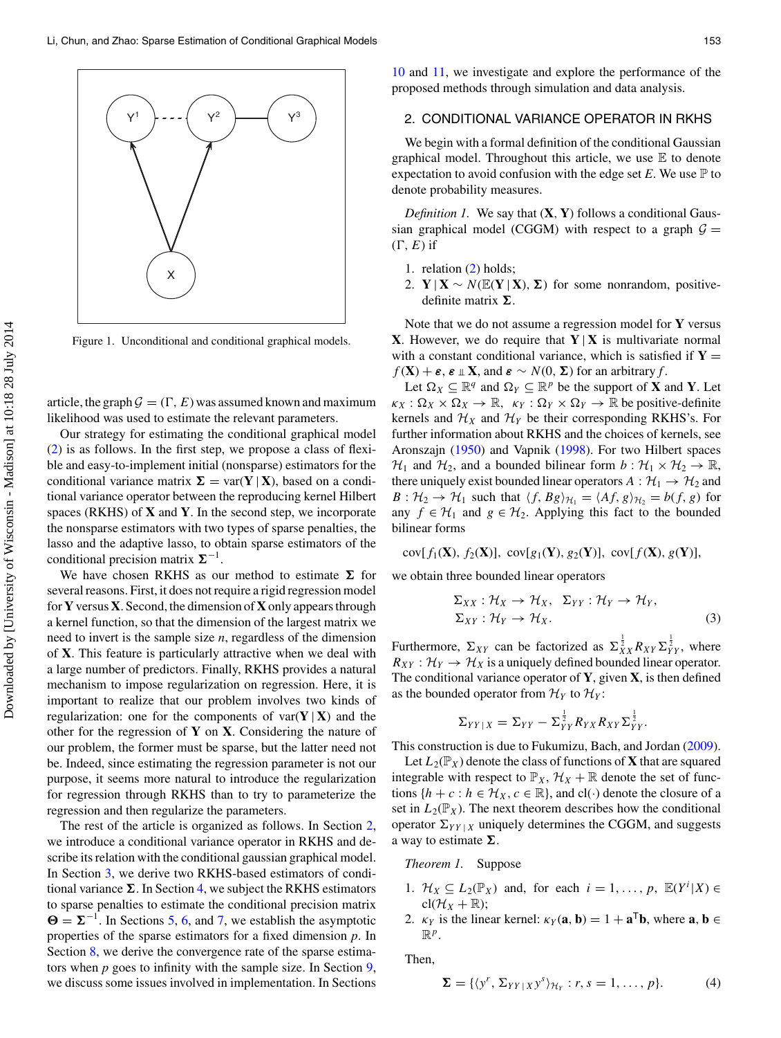Figure 1. Unconditional and conditional graphical models.

article, the graph $\mathcal{G} = (\Gamma, E)$ was assumed known and maximum likelihood was used to estimate the relevant parameters.

Our strategy for estimating the conditional graphical model (2) is as follows. In the first step, we propose a class of flexible and easy-to-implement initial (nonsparse) estimators for the conditional variance matrix $\boldsymbol{\Sigma} = \text{var}(\mathbf{Y} \mid \mathbf{X})$, based on a conditional variance operator between the reproducing kernel Hilbert spaces (RKHS) of $\mathbf{X}$ and $\mathbf{Y}$. In the second step, we incorporate the nonsparse estimators with two types of sparse penalties, the lasso and the adaptive lasso, to obtain sparse estimators of the conditional precision matrix $\boldsymbol{\Sigma}^{-1}$.

We have chosen RKHS as our method to estimate $\boldsymbol{\Sigma}$ for several reasons. First, it does not require a rigid regression model for $\mathbf{Y}$ versus $\mathbf{X}$. Second, the dimension of $\mathbf{X}$ only appears through a kernel function, so that the dimension of the largest matrix we need to invert is the sample size $n$, regardless of the dimension of $\mathbf{X}$. This feature is particularly attractive when we deal with a large number of predictors. Finally, RKHS provides a natural mechanism to impose regularization on regression. Here, it is important to realize that our problem involves two kinds of regularization: one for the components of $\text{var}(\mathbf{Y} \mid \mathbf{X})$ and the other for the regression of $\mathbf{Y}$ on $\mathbf{X}$. Considering the nature of our problem, the former must be sparse, but the latter need not be. Indeed, since estimating the regression parameter is not our purpose, it seems more natural to introduce the regularization for regression through RKHS than to try to parameterize the regression and then regularize the parameters.

The rest of the article is organized as follows. In Section 2, we introduce a conditional variance operator in RKHS and describe its relation with the conditional gaussian graphical model. In Section 3, we derive two RKHS-based estimators of conditional variance $\boldsymbol{\Sigma}$. In Section 4, we subject the RKHS estimators to sparse penalties to estimate the conditional precision matrix $\boldsymbol{\Theta} = \boldsymbol{\Sigma}^{-1}$. In Sections 5, 6, and 7, we establish the asymptotic properties of the sparse estimators for a fixed dimension $p$. In Section 8, we derive the convergence rate of the sparse estimators when $p$ goes to infinity with the sample size. In Section 9, we discuss some issues involved in implementation. In Sections 10 and 11, we investigate and explore the performance of the proposed methods through simulation and data analysis.

## 2. CONDITIONAL VARIANCE OPERATOR IN RKHS

We begin with a formal definition of the conditional Gaussian graphical model. Throughout this article, we use $\mathbb{E}$ to denote expectation to avoid confusion with the edge set $E$. We use $\mathbb{P}$ to denote probability measures.

*Definition 1.* We say that $(\mathbf{X}, \mathbf{Y})$ follows a conditional Gaussian graphical model (CGGM) with respect to a graph $\mathcal{G} = (\Gamma, E)$ if

1. relation (2) holds;
2. $\mathbf{Y} \mid \mathbf{X} \sim N(\mathbb{E}(\mathbf{Y} \mid \mathbf{X}), \boldsymbol{\Sigma})$ for some nonrandom, positive-definite matrix $\boldsymbol{\Sigma}$.

Note that we do not assume a regression model for $\mathbf{Y}$ versus $\mathbf{X}$. However, we do require that $\mathbf{Y} \mid \mathbf{X}$ is multivariate normal with a constant conditional variance, which is satisfied if $\mathbf{Y} = f(\mathbf{X}) + \boldsymbol{\varepsilon}$, $\boldsymbol{\varepsilon} \perp\!\!\!\perp \mathbf{X}$, and $\boldsymbol{\varepsilon} \sim N(0, \boldsymbol{\Sigma})$ for an arbitrary $f$.

Let $\Omega_X \subseteq \mathbb{R}^q$ and $\Omega_Y \subseteq \mathbb{R}^p$ be the support of $\mathbf{X}$ and $\mathbf{Y}$. Let $\kappa_X : \Omega_X \times \Omega_X \to \mathbb{R}$, $\kappa_Y : \Omega_Y \times \Omega_Y \to \mathbb{R}$ be positive-definite kernels and $\mathcal{H}_X$ and $\mathcal{H}_Y$ be their corresponding RKHS's. For further information about RKHS and the choices of kernels, see Aronszajn (1950) and Vapnik (1998). For two Hilbert spaces $\mathcal{H}_1$ and $\mathcal{H}_2$, and a bounded bilinear form $b : \mathcal{H}_1 \times \mathcal{H}_2 \to \mathbb{R}$, there uniquely exist bounded linear operators $A : \mathcal{H}_1 \to \mathcal{H}_2$ and $B : \mathcal{H}_2 \to \mathcal{H}_1$ such that $\langle f, Bg \rangle_{\mathcal{H}_1} = \langle Af, g \rangle_{\mathcal{H}_2} = b(f, g)$ for any $f \in \mathcal{H}_1$ and $g \in \mathcal{H}_2$. Applying this fact to the bounded bilinear forms

$$\text{cov}[f_1(\mathbf{X}), f_2(\mathbf{X})],\ \text{cov}[g_1(\mathbf{Y}), g_2(\mathbf{Y})],\ \text{cov}[f(\mathbf{X}), g(\mathbf{Y})],$$

we obtain three bounded linear operators

$$\Sigma_{XX} : \mathcal{H}_X \to \mathcal{H}_X, \quad \Sigma_{YY} : \mathcal{H}_Y \to \mathcal{H}_Y,$$
$$\Sigma_{XY} : \mathcal{H}_Y \to \mathcal{H}_X. \tag{3}$$

Furthermore, $\Sigma_{XY}$ can be factorized as $\Sigma_{XX}^{\frac{1}{2}} R_{XY} \Sigma_{YY}^{\frac{1}{2}}$, where $R_{XY} : \mathcal{H}_Y \to \mathcal{H}_X$ is a uniquely defined bounded linear operator. The conditional variance operator of $\mathbf{Y}$, given $\mathbf{X}$, is then defined as the bounded operator from $\mathcal{H}_Y$ to $\mathcal{H}_Y$:

$$\Sigma_{YY \mid X} = \Sigma_{YY} - \Sigma_{YY}^{\frac{1}{2}} R_{YX} R_{XY} \Sigma_{YY}^{\frac{1}{2}}.$$

This construction is due to Fukumizu, Bach, and Jordan (2009).

Let $L_2(\mathbb{P}_X)$ denote the class of functions of $\mathbf{X}$ that are squared integrable with respect to $\mathbb{P}_X$, $\mathcal{H}_X + \mathbb{R}$ denote the set of functions $\{h + c : h \in \mathcal{H}_X, c \in \mathbb{R}\}$, and $\text{cl}(\cdot)$ denote the closure of a set in $L_2(\mathbb{P}_X)$. The next theorem describes how the conditional operator $\Sigma_{YY \mid X}$ uniquely determines the CGGM, and suggests a way to estimate $\boldsymbol{\Sigma}$.

*Theorem 1.* Suppose

1. $\mathcal{H}_X \subseteq L_2(\mathbb{P}_X)$ and, for each $i = 1, \ldots, p$, $\mathbb{E}(Y^i|X) \in \text{cl}(\mathcal{H}_X + \mathbb{R})$;
2. $\kappa_Y$ is the linear kernel: $\kappa_Y(\mathbf{a}, \mathbf{b}) = 1 + \mathbf{a}^{\mathsf{T}}\mathbf{b}$, where $\mathbf{a}, \mathbf{b} \in \mathbb{R}^p$.

Then,

$$\boldsymbol{\Sigma} = \{\langle y^r, \Sigma_{YY \mid X} y^s \rangle_{\mathcal{H}_Y} : r, s = 1, \ldots, p\}. \tag{4}$$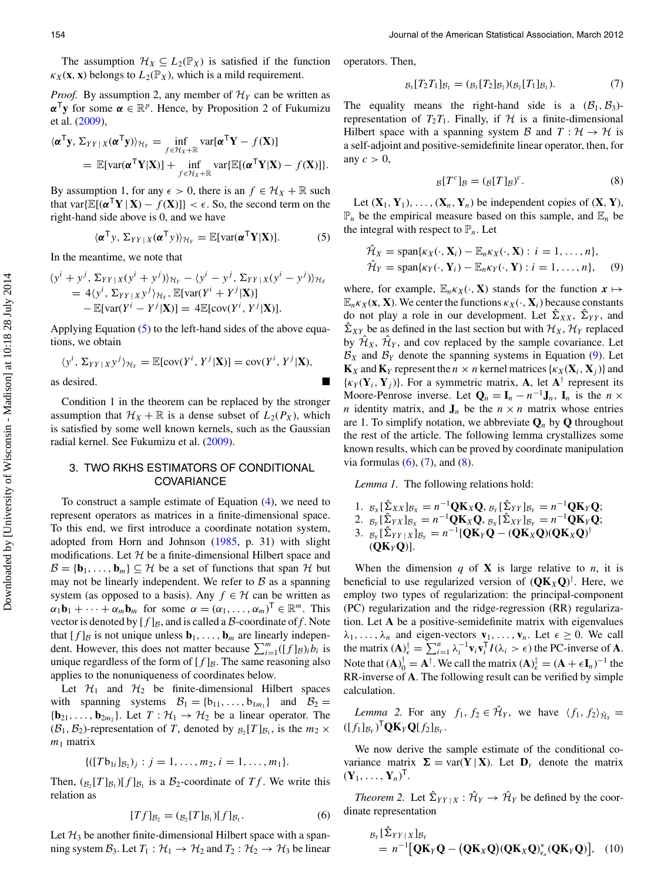The assumption $\mathcal{H}_X \subseteq L_2(\mathbb{P}_X)$ is satisfied if the function $\kappa_X(\mathbf{x}, \mathbf{x})$ belongs to $L_2(\mathbb{P}_X)$, which is a mild requirement.

*Proof.* By assumption 2, any member of $\mathcal{H}_Y$ can be written as $\boldsymbol{\alpha}^\mathsf{T}\mathbf{y}$ for some $\boldsymbol{\alpha} \in \mathbb{R}^p$. Hence, by Proposition 2 of Fukumizu et al. (2009),

$$
\begin{aligned}
\langle \boldsymbol{\alpha}^\mathsf{T}\mathbf{y}, \Sigma_{YY\,|\,X}(\boldsymbol{\alpha}^\mathsf{T}\mathbf{y})\rangle_{\mathcal{H}_Y} &= \inf_{f \in \mathcal{H}_X + \mathbb{R}} \operatorname{var}[\boldsymbol{\alpha}^\mathsf{T}\mathbf{Y} - f(\mathbf{X})] \\
&= \mathbb{E}[\operatorname{var}(\boldsymbol{\alpha}^\mathsf{T}\mathbf{Y}|\mathbf{X})] + \inf_{f \in \mathcal{H}_X + \mathbb{R}} \operatorname{var}\{\mathbb{E}[(\boldsymbol{\alpha}^\mathsf{T}\mathbf{Y}|\mathbf{X}) - f(\mathbf{X})]\}.
\end{aligned}
$$

By assumption 1, for any $\epsilon > 0$, there is an $f \in \mathcal{H}_X + \mathbb{R}$ such that $\operatorname{var}\{\mathbb{E}[(\boldsymbol{\alpha}^\mathsf{T}\mathbf{Y}\,|\,\mathbf{X}) - f(\mathbf{X})]\} < \epsilon$. So, the second term on the right-hand side above is 0, and we have

$$
\langle \boldsymbol{\alpha}^\mathsf{T}y, \Sigma_{YY\,|\,X}(\boldsymbol{\alpha}^\mathsf{T}y)\rangle_{\mathcal{H}_Y} = \mathbb{E}[\operatorname{var}(\boldsymbol{\alpha}^\mathsf{T}\mathbf{Y}|\mathbf{X})]. \tag{5}
$$

In the meantime, we note that

$$
\begin{aligned}
&\langle y^i + y^j, \Sigma_{YY\,|\,X}(y^i + y^j)\rangle_{\mathcal{H}_Y} - \langle y^i - y^j, \Sigma_{YY\,|\,X}(y^i - y^j)\rangle_{\mathcal{H}_Y} \\
&\quad = 4\langle y^i, \Sigma_{YY\,|\,X}y^j\rangle_{\mathcal{H}_Y}, \mathbb{E}[\operatorname{var}(Y^i + Y^j|\mathbf{X})] \\
&\quad\quad - \mathbb{E}[\operatorname{var}(Y^i - Y^j|\mathbf{X})] = 4\mathbb{E}[\operatorname{cov}(Y^i, Y^j|\mathbf{X})].
\end{aligned}
$$

Applying Equation (5) to the left-hand sides of the above equations, we obtain

$$
\langle y^i, \Sigma_{YY\,|\,X}y^j\rangle_{\mathcal{H}_Y} = \mathbb{E}[\operatorname{cov}(Y^i, Y^j|\mathbf{X})] = \operatorname{cov}(Y^i, Y^j|\mathbf{X}),
$$

as desired. ■

Condition 1 in the theorem can be replaced by the stronger assumption that $\mathcal{H}_X + \mathbb{R}$ is a dense subset of $L_2(P_X)$, which is satisfied by some well known kernels, such as the Gaussian radial kernel. See Fukumizu et al. (2009).

## 3. TWO RKHS ESTIMATORS OF CONDITIONAL COVARIANCE

To construct a sample estimate of Equation (4), we need to represent operators as matrices in a finite-dimensional space. To this end, we first introduce a coordinate notation system, adopted from Horn and Johnson (1985, p. 31) with slight modifications. Let $\mathcal{H}$ be a finite-dimensional Hilbert space and $\mathcal{B} = \{\mathbf{b}_1, \ldots, \mathbf{b}_m\} \subseteq \mathcal{H}$ be a set of functions that span $\mathcal{H}$ but may not be linearly independent. We refer to $\mathcal{B}$ as a spanning system (as opposed to a basis). Any $f \in \mathcal{H}$ can be written as $\alpha_1\mathbf{b}_1 + \cdots + \alpha_m\mathbf{b}_m$ for some $\alpha = (\alpha_1, \ldots, \alpha_m)^\mathsf{T} \in \mathbb{R}^m$. This vector is denoted by $[f]_\mathcal{B}$, and is called a $\mathcal{B}$-coordinate of $f$. Note that $[f]_\mathcal{B}$ is not unique unless $\mathbf{b}_1, \ldots, \mathbf{b}_m$ are linearly independent. However, this does not matter because $\sum_{i=1}^m([f]_\mathcal{B})_i b_i$ is unique regardless of the form of $[f]_\mathcal{B}$. The same reasoning also applies to the nonuniqueness of coordinates below.

Let $\mathcal{H}_1$ and $\mathcal{H}_2$ be finite-dimensional Hilbert spaces with spanning systems $\mathcal{B}_1 = \{\mathrm{b}_{11}, \ldots, \mathrm{b}_{1m_1}\}$ and $\mathcal{B}_2 = \{\mathbf{b}_{21}, \ldots, \mathbf{b}_{2m_2}\}$. Let $T : \mathcal{H}_1 \to \mathcal{H}_2$ be a linear operator. The $(\mathcal{B}_1, \mathcal{B}_2)$-representation of $T$, denoted by ${}_{\mathcal{B}_2}[T]_{\mathcal{B}_1}$, is the $m_2 \times m_1$ matrix

$$
\{([T\mathrm{b}_{1i}]_{\mathcal{B}_2})_j : j = 1, \ldots, m_2, i = 1, \ldots, m_1\}.
$$

Then, $({}_{\mathcal{B}_2}[T]_{\mathcal{B}_1})[f]_{\mathcal{B}_1}$ is a $\mathcal{B}_2$-coordinate of $Tf$. We write this relation as

$$
[Tf]_{\mathcal{B}_2} = ({}_{\mathcal{B}_2}[T]_{\mathcal{B}_1})[f]_{\mathcal{B}_1}. \tag{6}
$$

Let $\mathcal{H}_3$ be another finite-dimensional Hilbert space with a spanning system $\mathcal{B}_3$. Let $T_1 : \mathcal{H}_1 \to \mathcal{H}_2$ and $T_2 : \mathcal{H}_2 \to \mathcal{H}_3$ be linear operators. Then,

$$
{}_{\mathcal{B}_3}[T_2T_1]_{\mathcal{B}_1} = ({}_{\mathcal{B}_3}[T_2]_{\mathcal{B}_2})({}_{\mathcal{B}_2}[T_1]_{\mathcal{B}_1}). \tag{7}
$$

The equality means the right-hand side is a $(\mathcal{B}_1, \mathcal{B}_3)$-representation of $T_2T_1$. Finally, if $\mathcal{H}$ is a finite-dimensional Hilbert space with a spanning system $\mathcal{B}$ and $T : \mathcal{H} \to \mathcal{H}$ is a self-adjoint and positive-semidefinite linear operator, then, for any $c > 0$,

$$
{}_{\mathcal{B}}[T^c]_{\mathcal{B}} = ({}_{\mathcal{B}}[T]_{\mathcal{B}})^c. \tag{8}
$$

Let $(\mathbf{X}_1, \mathbf{Y}_1), \ldots, (\mathbf{X}_n, \mathbf{Y}_n)$ be independent copies of $(\mathbf{X}, \mathbf{Y})$, $\mathbb{P}_n$ be the empirical measure based on this sample, and $\mathbb{E}_n$ be the integral with respect to $\mathbb{P}_n$. Let

$$
\begin{aligned}
\hat{\mathcal{H}}_X &= \operatorname{span}\{\kappa_X(\cdot, \mathbf{X}_i) - \mathbb{E}_n\kappa_X(\cdot, \mathbf{X}) : i = 1, \ldots, n\}, \\
\hat{\mathcal{H}}_Y &= \operatorname{span}\{\kappa_Y(\cdot, \mathbf{Y}_i) - \mathbb{E}_n\kappa_Y(\cdot, \mathbf{Y}) : i = 1, \ldots, n\},
\end{aligned} \tag{9}
$$

where, for example, $\mathbb{E}_n\kappa_X(\cdot, \mathbf{X})$ stands for the function $\boldsymbol{x} \mapsto \mathbb{E}_n\kappa_X(\mathbf{x}, \mathbf{X})$. We center the functions $\kappa_X(\cdot, \mathbf{X}_i)$ because constants do not play a role in our development. Let $\hat{\Sigma}_{XX}$, $\hat{\Sigma}_{YY}$, and $\hat{\Sigma}_{XY}$ be as defined in the last section but with $\mathcal{H}_X, \mathcal{H}_Y$ replaced by $\hat{\mathcal{H}}_X$, $\hat{\mathcal{H}}_Y$, and cov replaced by the sample covariance. Let $\mathcal{B}_X$ and $\mathcal{B}_Y$ denote the spanning systems in Equation (9). Let $\mathbf{K}_X$ and $\mathbf{K}_Y$ represent the $n \times n$ kernel matrices $\{\kappa_X(\mathbf{X}_i, \mathbf{X}_j)\}$ and $\{\kappa_Y(\mathbf{Y}_i, \mathbf{Y}_j)\}$. For a symmetric matrix, $\mathbf{A}$, let $\mathbf{A}^\dagger$ represent its Moore-Penrose inverse. Let $\mathbf{Q}_n = \mathbf{I}_n - n^{-1}\mathbf{J}_n$, $\mathbf{I}_n$ is the $n \times n$ identity matrix, and $\mathbf{J}_n$ be the $n \times n$ matrix whose entries are 1. To simplify notation, we abbreviate $\mathbf{Q}_n$ by $\mathbf{Q}$ throughout the rest of the article. The following lemma crystallizes some known results, which can be proved by coordinate manipulation via formulas (6), (7), and (8).

*Lemma 1.* The following relations hold:

1. ${}_{\mathcal{B}_X}[\hat{\Sigma}_{XX}]_{\mathcal{B}_X} = n^{-1}\mathbf{Q}\mathbf{K}_X\mathbf{Q}$, ${}_{\mathcal{B}_Y}[\hat{\Sigma}_{YY}]_{\mathcal{B}_Y} = n^{-1}\mathbf{Q}\mathbf{K}_Y\mathbf{Q}$;
2. ${}_{\mathcal{B}_Y}[\hat{\Sigma}_{YX}]_{\mathcal{B}_X} = n^{-1}\mathbf{Q}\mathbf{K}_X\mathbf{Q}$, ${}_{\mathcal{B}_X}[\hat{\Sigma}_{XY}]_{\mathcal{B}_Y} = n^{-1}\mathbf{Q}\mathbf{K}_Y\mathbf{Q}$;
3. ${}_{\mathcal{B}_Y}[\hat{\Sigma}_{YY\,|\,X}]_{\mathcal{B}_Y} = n^{-1}[\mathbf{Q}\mathbf{K}_Y\mathbf{Q} - (\mathbf{Q}\mathbf{K}_X\mathbf{Q})(\mathbf{Q}\mathbf{K}_X\mathbf{Q})^\dagger (\mathbf{Q}\mathbf{K}_Y\mathbf{Q})]$.

When the dimension $q$ of $\mathbf{X}$ is large relative to $n$, it is beneficial to use regularized version of $(\mathbf{Q}\mathbf{K}_X\mathbf{Q})^\dagger$. Here, we employ two types of regularization: the principal-component (PC) regularization and the ridge-regression (RR) regularization. Let $\mathbf{A}$ be a positive-semidefinite matrix with eigenvalues $\lambda_1, \ldots, \lambda_n$ and eigen-vectors $\mathbf{v}_1, \ldots, \mathbf{v}_n$. Let $\epsilon \geq 0$. We call the matrix $(\mathbf{A})^\dagger_\epsilon = \sum_{i=1}^n \lambda_i^{-1}\mathbf{v}_i\mathbf{v}_i^\mathsf{T} I(\lambda_i > \epsilon)$ the PC-inverse of $\mathbf{A}$. Note that $(\mathbf{A})^\dagger_0 = \mathbf{A}^\dagger$. We call the matrix $(\mathbf{A})^\ddagger_\epsilon = (\mathbf{A} + \epsilon\mathbf{I}_n)^{-1}$ the RR-inverse of $\mathbf{A}$. The following result can be verified by simple calculation.

*Lemma 2.* For any $f_1, f_2 \in \hat{\mathcal{H}}_Y$, we have $\langle f_1, f_2\rangle_{\hat{\mathcal{H}}_Y} = ([f_1]_{\mathcal{B}_Y})^\mathsf{T}\mathbf{Q}\mathbf{K}_Y\mathbf{Q}[f_2]_{\mathcal{B}_Y}$.

We now derive the sample estimate of the conditional covariance matrix $\boldsymbol{\Sigma} = \operatorname{var}(\mathbf{Y}\,|\,\mathbf{X})$. Let $\mathbf{D}_Y$ denote the matrix $(\mathbf{Y}_1, \ldots, \mathbf{Y}_n)^\mathsf{T}$.

*Theorem 2.* Let $\hat{\Sigma}_{YY\,|\,X} : \hat{\mathcal{H}}_Y \to \hat{\mathcal{H}}_Y$ be defined by the coordinate representation

$$
\begin{aligned}
&{}_{\mathcal{B}_Y}[\hat{\Sigma}_{YY\,|\,X}]_{\mathcal{B}_Y} \\
&\quad = n^{-1}\big[\mathbf{Q}\mathbf{K}_Y\mathbf{Q} - \big(\mathbf{Q}\mathbf{K}_X\mathbf{Q}\big)(\mathbf{Q}\mathbf{K}_X\mathbf{Q})^*_{\epsilon_n}(\mathbf{Q}\mathbf{K}_Y\mathbf{Q})\big],
\end{aligned} \tag{10}
$$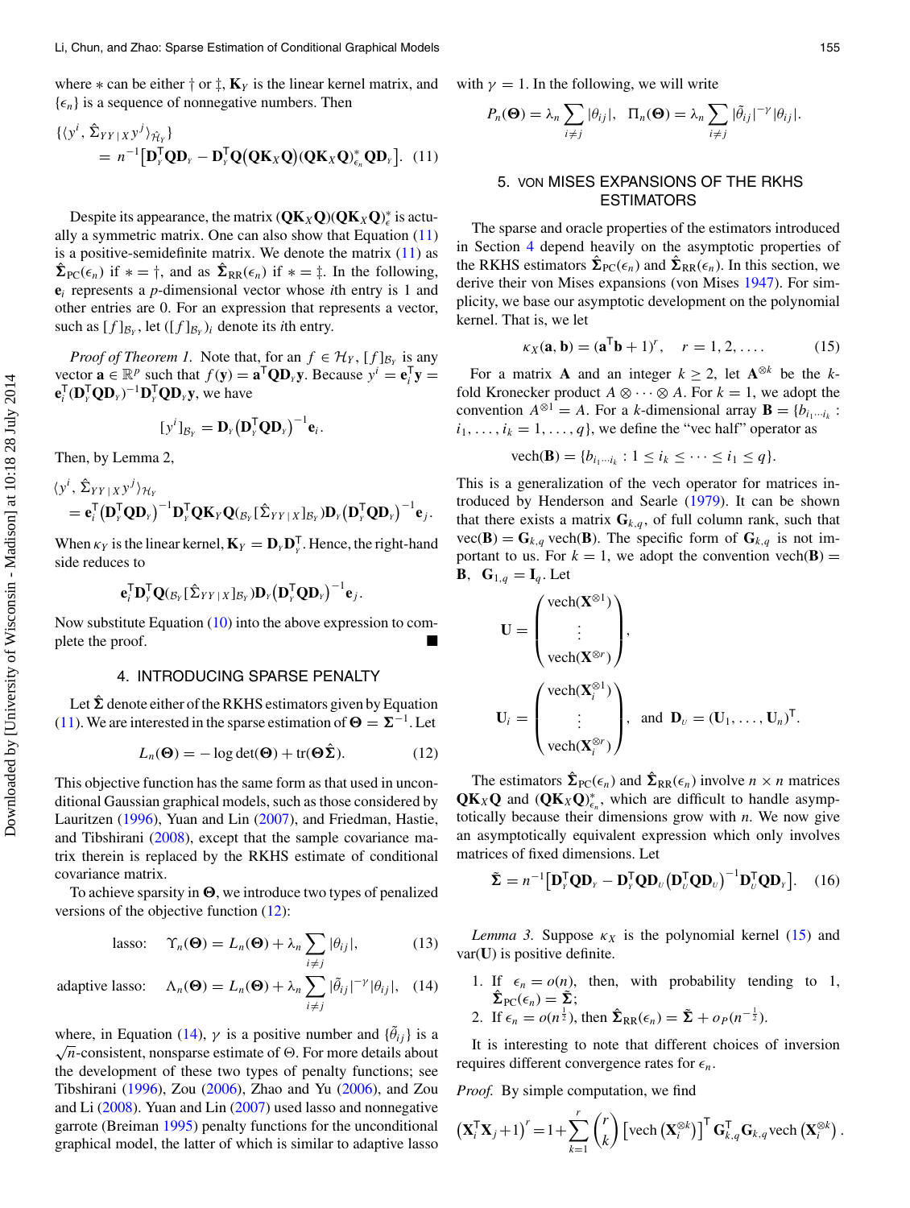where $*$ can be either $\dagger$ or $\ddagger$, $\mathbf{K}_Y$ is the linear kernel matrix, and $\{\epsilon_n\}$ is a sequence of nonnegative numbers. Then

$$\{\langle y^i, \hat{\Sigma}_{YY\mid X} y^j\rangle_{\hat{\mathcal{H}}_Y}\} = n^{-1}\big[\mathbf{D}_Y^{\mathsf{T}}\mathbf{Q}\mathbf{D}_Y - \mathbf{D}_Y^{\mathsf{T}}\mathbf{Q}(\mathbf{Q}\mathbf{K}_X\mathbf{Q})(\mathbf{Q}\mathbf{K}_X\mathbf{Q})^*_{\epsilon_n}\mathbf{Q}\mathbf{D}_Y\big]. \quad (11)$$

Despite its appearance, the matrix $(\mathbf{Q}\mathbf{K}_X\mathbf{Q})(\mathbf{Q}\mathbf{K}_X\mathbf{Q})^*_{\epsilon}$ is actually a symmetric matrix. One can also show that Equation (11) is a positive-semidefinite matrix. We denote the matrix (11) as $\hat{\Sigma}_{\mathrm{PC}}(\epsilon_n)$ if $* = \dagger$, and as $\hat{\Sigma}_{\mathrm{RR}}(\epsilon_n)$ if $* = \ddagger$. In the following, $\mathbf{e}_i$ represents a $p$-dimensional vector whose $i$th entry is 1 and other entries are 0. For an expression that represents a vector, such as $[f]_{\mathcal{B}_Y}$, let $([f]_{\mathcal{B}_Y})_i$ denote its $i$th entry.

*Proof of Theorem 1.* Note that, for an $f \in \mathcal{H}_Y$, $[f]_{\mathcal{B}_Y}$ is any vector $\mathbf{a} \in \mathbb{R}^p$ such that $f(\mathbf{y}) = \mathbf{a}^{\mathsf{T}}\mathbf{Q}\mathbf{D}_Y\mathbf{y}$. Because $y^i = \mathbf{e}_i^{\mathsf{T}}\mathbf{y} = \mathbf{e}_i^{\mathsf{T}}(\mathbf{D}_Y^{\mathsf{T}}\mathbf{Q}\mathbf{D}_Y)^{-1}\mathbf{D}_Y^{\mathsf{T}}\mathbf{Q}\mathbf{D}_Y\mathbf{y}$, we have

$$[y^i]_{\mathcal{B}_Y} = \mathbf{D}_Y\big(\mathbf{D}_Y^{\mathsf{T}}\mathbf{Q}\mathbf{D}_Y\big)^{-1}\mathbf{e}_i.$$

Then, by Lemma 2,

$$\langle y^i, \hat{\Sigma}_{YY\mid X} y^j\rangle_{\mathcal{H}_Y} = \mathbf{e}_i^{\mathsf{T}}\big(\mathbf{D}_Y^{\mathsf{T}}\mathbf{Q}\mathbf{D}_Y\big)^{-1}\mathbf{D}_Y^{\mathsf{T}}\mathbf{Q}\mathbf{K}_Y\mathbf{Q}({}_{\mathcal{B}_Y}[\hat{\Sigma}_{YY\mid X}]_{\mathcal{B}_Y})\mathbf{D}_Y\big(\mathbf{D}_Y^{\mathsf{T}}\mathbf{Q}\mathbf{D}_Y\big)^{-1}\mathbf{e}_j.$$

When $\kappa_Y$ is the linear kernel, $\mathbf{K}_Y = \mathbf{D}_Y\mathbf{D}_Y^{\mathsf{T}}$. Hence, the right-hand side reduces to

$$\mathbf{e}_i^{\mathsf{T}}\mathbf{D}_Y^{\mathsf{T}}\mathbf{Q}({}_{\mathcal{B}_Y}[\hat{\Sigma}_{YY\mid X}]_{\mathcal{B}_Y})\mathbf{D}_Y\big(\mathbf{D}_Y^{\mathsf{T}}\mathbf{Q}\mathbf{D}_Y\big)^{-1}\mathbf{e}_j.$$

Now substitute Equation (10) into the above expression to complete the proof. ■

## 4. INTRODUCING SPARSE PENALTY

Let $\hat{\Sigma}$ denote either of the RKHS estimators given by Equation (11). We are interested in the sparse estimation of $\Theta = \Sigma^{-1}$. Let

$$L_n(\Theta) = -\log\det(\Theta) + \mathrm{tr}(\Theta\hat{\Sigma}). \quad (12)$$

This objective function has the same form as that used in unconditional Gaussian graphical models, such as those considered by Lauritzen (1996), Yuan and Lin (2007), and Friedman, Hastie, and Tibshirani (2008), except that the sample covariance matrix therein is replaced by the RKHS estimate of conditional covariance matrix.

To achieve sparsity in $\Theta$, we introduce two types of penalized versions of the objective function (12):

$$\text{lasso:}\quad \Upsilon_n(\Theta) = L_n(\Theta) + \lambda_n\sum_{i\neq j}|\theta_{ij}|, \quad (13)$$

$$\text{adaptive lasso:}\quad \Lambda_n(\Theta) = L_n(\Theta) + \lambda_n\sum_{i\neq j}|\tilde{\theta}_{ij}|^{-\gamma}|\theta_{ij}|, \quad (14)$$

where, in Equation (14), $\gamma$ is a positive number and $\{\tilde{\theta}_{ij}\}$ is a $\sqrt{n}$-consistent, nonsparse estimate of $\Theta$. For more details about the development of these two types of penalty functions; see Tibshirani (1996), Zou (2006), Zhao and Yu (2006), and Zou and Li (2008). Yuan and Lin (2007) used lasso and nonnegative garrote (Breiman 1995) penalty functions for the unconditional graphical model, the latter of which is similar to adaptive lasso with $\gamma = 1$. In the following, we will write

$$P_n(\Theta) = \lambda_n\sum_{i\neq j}|\theta_{ij}|, \quad \Pi_n(\Theta) = \lambda_n\sum_{i\neq j}|\tilde{\theta}_{ij}|^{-\gamma}|\theta_{ij}|.$$

## 5. VON MISES EXPANSIONS OF THE RKHS ESTIMATORS

The sparse and oracle properties of the estimators introduced in Section 4 depend heavily on the asymptotic properties of the RKHS estimators $\hat{\Sigma}_{\mathrm{PC}}(\epsilon_n)$ and $\hat{\Sigma}_{\mathrm{RR}}(\epsilon_n)$. In this section, we derive their von Mises expansions (von Mises 1947). For simplicity, we base our asymptotic development on the polynomial kernel. That is, we let

$$\kappa_X(\mathbf{a},\mathbf{b}) = (\mathbf{a}^{\mathsf{T}}\mathbf{b} + 1)^r, \quad r = 1, 2, \ldots. \quad (15)$$

For a matrix $\mathbf{A}$ and an integer $k \geq 2$, let $\mathbf{A}^{\otimes k}$ be the $k$-fold Kronecker product $A \otimes \cdots \otimes A$. For $k = 1$, we adopt the convention $A^{\otimes 1} = A$. For a $k$-dimensional array $\mathbf{B} = \{b_{i_1\cdots i_k} : i_1, \ldots, i_k = 1, \ldots, q\}$, we define the "vec half" operator as

$$\mathrm{vech}(\mathbf{B}) = \{b_{i_1\cdots i_k} : 1 \leq i_k \leq \cdots \leq i_1 \leq q\}.$$

This is a generalization of the vech operator for matrices introduced by Henderson and Searle (1979). It can be shown that there exists a matrix $\mathbf{G}_{k,q}$, of full column rank, such that $\mathrm{vec}(\mathbf{B}) = \mathbf{G}_{k,q}\,\mathrm{vech}(\mathbf{B})$. The specific form of $\mathbf{G}_{k,q}$ is not important to us. For $k = 1$, we adopt the convention $\mathrm{vech}(\mathbf{B}) = \mathbf{B}$, $\mathbf{G}_{1,q} = \mathbf{I}_q$. Let

$$\mathbf{U} = \begin{pmatrix}\mathrm{vech}(\mathbf{X}^{\otimes 1})\\ \vdots \\ \mathrm{vech}(\mathbf{X}^{\otimes r})\end{pmatrix},$$

$$\mathbf{U}_i = \begin{pmatrix}\mathrm{vech}(\mathbf{X}_i^{\otimes 1})\\ \vdots \\ \mathrm{vech}(\mathbf{X}_i^{\otimes r})\end{pmatrix}, \quad \text{and} \quad \mathbf{D}_U = (\mathbf{U}_1, \ldots, \mathbf{U}_n)^{\mathsf{T}}.$$

The estimators $\hat{\Sigma}_{\mathrm{PC}}(\epsilon_n)$ and $\hat{\Sigma}_{\mathrm{RR}}(\epsilon_n)$ involve $n \times n$ matrices $\mathbf{Q}\mathbf{K}_X\mathbf{Q}$ and $(\mathbf{Q}\mathbf{K}_X\mathbf{Q})^*_{\epsilon_n}$, which are difficult to handle asymptotically because their dimensions grow with $n$. We now give an asymptotically equivalent expression which only involves matrices of fixed dimensions. Let

$$\tilde{\Sigma} = n^{-1}\big[\mathbf{D}_Y^{\mathsf{T}}\mathbf{Q}\mathbf{D}_Y - \mathbf{D}_Y^{\mathsf{T}}\mathbf{Q}\mathbf{D}_U\big(\mathbf{D}_U^{\mathsf{T}}\mathbf{Q}\mathbf{D}_U\big)^{-1}\mathbf{D}_U^{\mathsf{T}}\mathbf{Q}\mathbf{D}_Y\big]. \quad (16)$$

*Lemma 3.* Suppose $\kappa_X$ is the polynomial kernel (15) and $\mathrm{var}(\mathbf{U})$ is positive definite.

1. If $\epsilon_n = o(n)$, then, with probability tending to 1, $\hat{\Sigma}_{\mathrm{PC}}(\epsilon_n) = \tilde{\Sigma}$;
2. If $\epsilon_n = o(n^{\frac{1}{2}})$, then $\hat{\Sigma}_{\mathrm{RR}}(\epsilon_n) = \tilde{\Sigma} + o_P(n^{-\frac{1}{2}})$.

It is interesting to note that different choices of inversion requires different convergence rates for $\epsilon_n$.

*Proof.* By simple computation, we find

$$\big(\mathbf{X}_i^{\mathsf{T}}\mathbf{X}_j + 1\big)^r = 1 + \sum_{k=1}^{r}\binom{r}{k}\big[\mathrm{vech}\big(\mathbf{X}_i^{\otimes k}\big)\big]^{\mathsf{T}}\mathbf{G}_{k,q}^{\mathsf{T}}\mathbf{G}_{k,q}\,\mathrm{vech}\big(\mathbf{X}_i^{\otimes k}\big).$$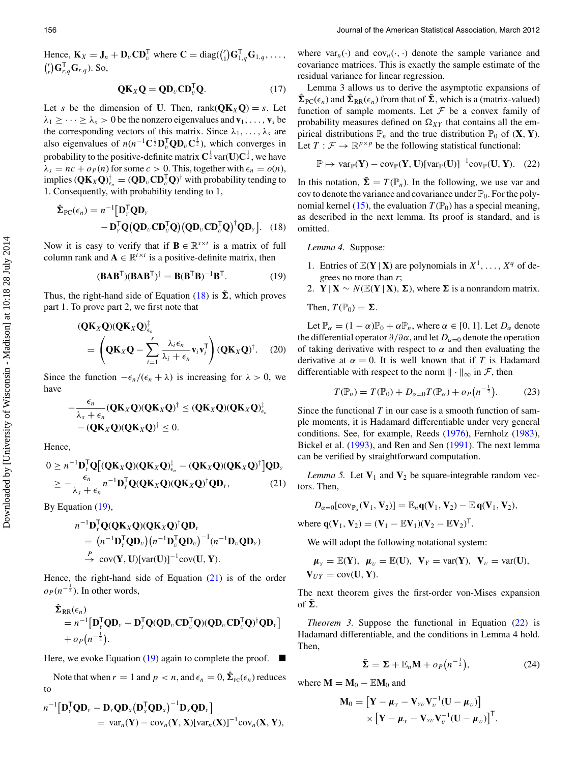Hence, $\mathbf{K}_X = \mathbf{J}_n + \mathbf{D}_U \mathbf{C} \mathbf{D}_U^\mathsf{T}$ where $\mathbf{C} = \text{diag}(\binom{r}{1}\mathbf{G}_{1,q}^\mathsf{T}\mathbf{G}_{1,q}, \ldots, \binom{r}{r}\mathbf{G}_{r,q}^\mathsf{T}\mathbf{G}_{r,q})$. So,

$$\mathbf{Q}\mathbf{K}_X\mathbf{Q} = \mathbf{Q}\mathbf{D}_U\mathbf{C}\mathbf{D}_U^\mathsf{T}\mathbf{Q}. \tag{17}$$

Let $s$ be the dimension of $\mathbf{U}$. Then, $\text{rank}(\mathbf{Q}\mathbf{K}_X\mathbf{Q}) = s$. Let $\lambda_1 \geq \cdots \geq \lambda_s > 0$ be the nonzero eigenvalues and $\mathbf{v}_1, \ldots, \mathbf{v}_s$ be the corresponding vectors of this matrix. Since $\lambda_1, \ldots, \lambda_s$ are also eigenvalues of $n(n^{-1}\mathbf{C}^{\frac{1}{2}}\mathbf{D}_U^\mathsf{T}\mathbf{Q}\mathbf{D}_U\mathbf{C}^{\frac{1}{2}})$, which converges in probability to the positive-definite matrix $\mathbf{C}^{\frac{1}{2}}\text{var}(\mathbf{U})\mathbf{C}^{\frac{1}{2}}$, we have $\lambda_s = nc + o_P(n)$ for some $c > 0$. This, together with $\epsilon_n = o(n)$, implies $(\mathbf{Q}\mathbf{K}_X\mathbf{Q})^\dagger_{\epsilon_n} = (\mathbf{Q}\mathbf{D}_U\mathbf{C}\mathbf{D}_U^\mathsf{T}\mathbf{Q})^\dagger$ with probability tending to 1. Consequently, with probability tending to 1,

$$\hat{\mathbf{\Sigma}}_{\text{PC}}(\epsilon_n) = n^{-1}\big[\mathbf{D}_Y^\mathsf{T}\mathbf{Q}\mathbf{D}_Y - \mathbf{D}_Y^\mathsf{T}\mathbf{Q}\big(\mathbf{Q}\mathbf{D}_U\mathbf{C}\mathbf{D}_U^\mathsf{T}\mathbf{Q}\big)\big(\mathbf{Q}\mathbf{D}_U\mathbf{C}\mathbf{D}_U^\mathsf{T}\mathbf{Q}\big)^\dagger\mathbf{Q}\mathbf{D}_Y\big]. \tag{18}$$

Now it is easy to verify that if $\mathbf{B} \in \mathbb{R}^{s\times t}$ is a matrix of full column rank and $\mathbf{A} \in \mathbb{R}^{t\times t}$ is a positive-definite matrix, then

$$(\mathbf{B}\mathbf{A}\mathbf{B}^\mathsf{T})(\mathbf{B}\mathbf{A}\mathbf{B}^\mathsf{T})^\dagger = \mathbf{B}(\mathbf{B}^\mathsf{T}\mathbf{B})^{-1}\mathbf{B}^\mathsf{T}. \tag{19}$$

Thus, the right-hand side of Equation (18) is $\tilde{\mathbf{\Sigma}}$, which proves part 1. To prove part 2, we first note that

$$(\mathbf{Q}\mathbf{K}_X\mathbf{Q})(\mathbf{Q}\mathbf{K}_X\mathbf{Q})^\ddagger_{\epsilon_n} = \left(\mathbf{Q}\mathbf{K}_X\mathbf{Q} - \sum_{i=1}^{s}\frac{\lambda_i\epsilon_n}{\lambda_i + \epsilon_n}\mathbf{v}_i\mathbf{v}_i^\mathsf{T}\right)(\mathbf{Q}\mathbf{K}_X\mathbf{Q})^\dagger. \tag{20}$$

Since the function $-\epsilon_n/(\epsilon_n + \lambda)$ is increasing for $\lambda > 0$, we have

$$-\frac{\epsilon_n}{\lambda_s + \epsilon_n}(\mathbf{Q}\mathbf{K}_X\mathbf{Q})(\mathbf{Q}\mathbf{K}_X\mathbf{Q})^\dagger \leq (\mathbf{Q}\mathbf{K}_X\mathbf{Q})(\mathbf{Q}\mathbf{K}_X\mathbf{Q})^\ddagger_{\epsilon_n} - (\mathbf{Q}\mathbf{K}_X\mathbf{Q})(\mathbf{Q}\mathbf{K}_X\mathbf{Q})^\dagger \leq 0.$$

Hence,

$$0 \geq n^{-1}\mathbf{D}_Y^\mathsf{T}\mathbf{Q}\big[(\mathbf{Q}\mathbf{K}_X\mathbf{Q})(\mathbf{Q}\mathbf{K}_X\mathbf{Q})^\ddagger_{\epsilon_n} - (\mathbf{Q}\mathbf{K}_X\mathbf{Q})(\mathbf{Q}\mathbf{K}_X\mathbf{Q})^\dagger\big]\mathbf{Q}\mathbf{D}_Y \geq -\frac{\epsilon_n}{\lambda_s + \epsilon_n}n^{-1}\mathbf{D}_Y^\mathsf{T}\mathbf{Q}(\mathbf{Q}\mathbf{K}_X\mathbf{Q})(\mathbf{Q}\mathbf{K}_X\mathbf{Q})^\dagger\mathbf{Q}\mathbf{D}_Y, \tag{21}$$

By Equation (19),

$$n^{-1}\mathbf{D}_Y^\mathsf{T}\mathbf{Q}(\mathbf{Q}\mathbf{K}_X\mathbf{Q})(\mathbf{Q}\mathbf{K}_X\mathbf{Q})^\dagger\mathbf{Q}\mathbf{D}_Y = \big(n^{-1}\mathbf{D}_Y^\mathsf{T}\mathbf{Q}\mathbf{D}_U\big)\big(n^{-1}\mathbf{D}_U^\mathsf{T}\mathbf{Q}\mathbf{D}_U\big)^{-1}(n^{-1}\mathbf{D}_U\mathbf{Q}\mathbf{D}_Y) \xrightarrow{P} \text{cov}(\mathbf{Y}, \mathbf{U})[\text{var}(\mathbf{U})]^{-1}\text{cov}(\mathbf{U}, \mathbf{Y}).$$

Hence, the right-hand side of Equation (21) is of the order $o_P(n^{-\frac{1}{2}})$. In other words,

$$\hat{\mathbf{\Sigma}}_{\text{RR}}(\epsilon_n) = n^{-1}\big[\mathbf{D}_Y^\mathsf{T}\mathbf{Q}\mathbf{D}_Y - \mathbf{D}_Y^\mathsf{T}\mathbf{Q}(\mathbf{Q}\mathbf{D}_U\mathbf{C}\mathbf{D}_U^\mathsf{T}\mathbf{Q})(\mathbf{Q}\mathbf{D}_U\mathbf{C}\mathbf{D}_U^\mathsf{T}\mathbf{Q})^\dagger\mathbf{Q}\mathbf{D}_Y\big] + o_P\big(n^{-\frac{1}{2}}\big).$$

Here, we evoke Equation (19) again to complete the proof. ∎

Note that when $r = 1$ and $p < n$, and $\epsilon_n = 0$, $\hat{\mathbf{\Sigma}}_{\text{PC}}(\epsilon_n)$ reduces to

$$n^{-1}\big[\mathbf{D}_Y^\mathsf{T}\mathbf{Q}\mathbf{D}_Y - \mathbf{D}_Y\mathbf{Q}\mathbf{D}_X\big(\mathbf{D}_X^\mathsf{T}\mathbf{Q}\mathbf{D}_X\big)^{-1}\mathbf{D}_X\mathbf{Q}\mathbf{D}_Y\big] = \text{var}_n(\mathbf{Y}) - \text{cov}_n(\mathbf{Y}, \mathbf{X})[\text{var}_n(\mathbf{X})]^{-1}\text{cov}_n(\mathbf{X}, \mathbf{Y}),$$

where $\text{var}_n(\cdot)$ and $\text{cov}_n(\cdot,\cdot)$ denote the sample variance and covariance matrices. This is exactly the sample estimate of the residual variance for linear regression.

Lemma 3 allows us to derive the asymptotic expansions of $\hat{\mathbf{\Sigma}}_{\text{PC}}(\epsilon_n)$ and $\hat{\mathbf{\Sigma}}_{\text{RR}}(\epsilon_n)$ from that of $\tilde{\mathbf{\Sigma}}$, which is a (matrix-valued) function of sample moments. Let $\mathcal{F}$ be a convex family of probability measures defined on $\Omega_{XY}$ that contains all the empirical distributions $\mathbb{P}_n$ and the true distribution $\mathbb{P}_0$ of $(\mathbf{X}, \mathbf{Y})$. Let $T : \mathcal{F} \to \mathbb{R}^{p\times p}$ be the following statistical functional:

$$\mathbb{P} \mapsto \text{var}_\mathbb{P}(\mathbf{Y}) - \text{cov}_\mathbb{P}(\mathbf{Y}, \mathbf{U})[\text{var}_\mathbb{P}(\mathbf{U})]^{-1}\text{cov}_\mathbb{P}(\mathbf{U}, \mathbf{Y}). \tag{22}$$

In this notation, $\tilde{\mathbf{\Sigma}} = T(\mathbb{P}_n)$. In the following, we use var and cov to denote the variance and covariance under $\mathbb{P}_0$. For the polynomial kernel (15), the evaluation $T(\mathbb{P}_0)$ has a special meaning, as described in the next lemma. Its proof is standard, and is omitted.

*Lemma 4.* Suppose:

1. Entries of $\mathbb{E}(\mathbf{Y}\,|\,\mathbf{X})$ are polynomials in $X^1, \ldots, X^q$ of degrees no more than $r$;
2. $\mathbf{Y}\,|\,\mathbf{X} \sim N(\mathbb{E}(\mathbf{Y}\,|\,\mathbf{X}), \mathbf{\Sigma})$, where $\mathbf{\Sigma}$ is a nonrandom matrix.

Then, $T(\mathbb{P}_0) = \mathbf{\Sigma}$.

Let $\mathbb{P}_\alpha = (1-\alpha)\mathbb{P}_0 + \alpha\mathbb{P}_n$, where $\alpha \in [0, 1]$. Let $D_\alpha$ denote the differential operator $\partial/\partial\alpha$, and let $D_{\alpha=0}$ denote the operation of taking derivative with respect to $\alpha$ and then evaluating the derivative at $\alpha = 0$. It is well known that if $T$ is Hadamard differentiable with respect to the norm $\|\cdot\|_\infty$ in $\mathcal{F}$, then

$$T(\mathbb{P}_n) = T(\mathbb{P}_0) + D_{\alpha=0}T(\mathbb{P}_\alpha) + o_P\big(n^{-\frac{1}{2}}\big). \tag{23}$$

Since the functional $T$ in our case is a smooth function of sample moments, it is Hadamard differentiable under very general conditions. See, for example, Reeds (1976), Fernholz (1983), Bickel et al. (1993), and Ren and Sen (1991). The next lemma can be verified by straightforward computation.

*Lemma 5.* Let $\mathbf{V}_1$ and $\mathbf{V}_2$ be square-integrable random vectors. Then,

$$D_{\alpha=0}[\text{cov}_{\mathbb{P}_\alpha}(\mathbf{V}_1, \mathbf{V}_2)] = \mathbb{E}_n\mathbf{q}(\mathbf{V}_1, \mathbf{V}_2) - \mathbb{E}\,\mathbf{q}(\mathbf{V}_1, \mathbf{V}_2),$$

where $\mathbf{q}(\mathbf{V}_1, \mathbf{V}_2) = (\mathbf{V}_1 - \mathbb{E}\mathbf{V}_1)(\mathbf{V}_2 - \mathbb{E}\mathbf{V}_2)^\mathsf{T}$.

We will adopt the following notational system:

$$\boldsymbol{\mu}_Y = \mathbb{E}(\mathbf{Y}),\ \ \boldsymbol{\mu}_U = \mathbb{E}(\mathbf{U}),\ \ \mathbf{V}_Y = \text{var}(\mathbf{Y}),\ \ \mathbf{V}_U = \text{var}(\mathbf{U}),\ \ \mathbf{V}_{UY} = \text{cov}(\mathbf{U}, \mathbf{Y}).$$

The next theorem gives the first-order von-Mises expansion of $\tilde{\mathbf{\Sigma}}$.

*Theorem 3.* Suppose the functional in Equation (22) is Hadamard differentiable, and the conditions in Lemma 4 hold. Then,

$$\tilde{\mathbf{\Sigma}} = \mathbf{\Sigma} + \mathbb{E}_n\mathbf{M} + o_P\big(n^{-\frac{1}{2}}\big), \tag{24}$$

where $\mathbf{M} = \mathbf{M}_0 - \mathbb{E}\mathbf{M}_0$ and

$$\mathbf{M}_0 = \big[\mathbf{Y} - \boldsymbol{\mu}_Y - \mathbf{V}_{YU}\mathbf{V}_U^{-1}(\mathbf{U} - \boldsymbol{\mu}_U)\big] \times \big[\mathbf{Y} - \boldsymbol{\mu}_Y - \mathbf{V}_{YU}\mathbf{V}_U^{-1}(\mathbf{U} - \boldsymbol{\mu}_U)\big]^\mathsf{T}.$$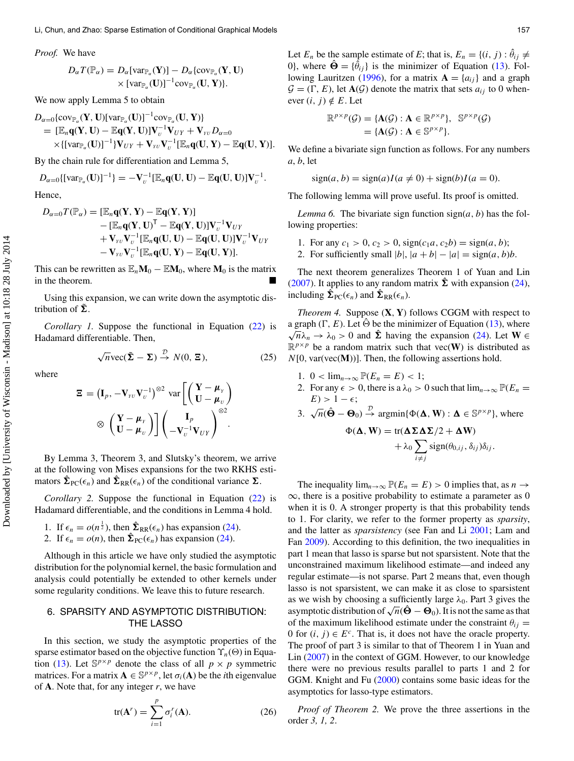*Proof.* We have

$$D_\alpha T(\mathbb{P}_\alpha) = D_\alpha[\text{var}_{\mathbb{P}_\alpha}(\mathbf{Y})] - D_\alpha\{\text{cov}_{\mathbb{P}_\alpha}(\mathbf{Y}, \mathbf{U}) \times [\text{var}_{\mathbb{P}_\alpha}(\mathbf{U})]^{-1}\text{cov}_{\mathbb{P}_\alpha}(\mathbf{U}, \mathbf{Y})\}.$$

We now apply Lemma 5 to obtain

$$\begin{aligned} D_{\alpha=0}&\{\text{cov}_{\mathbb{P}_\alpha}(\mathbf{Y}, \mathbf{U})[\text{var}_{\mathbb{P}_\alpha}(\mathbf{U})]^{-1}\text{cov}_{\mathbb{P}_\alpha}(\mathbf{U}, \mathbf{Y})\} \\ &= [\mathbb{E}_n\mathbf{q}(\mathbf{Y}, \mathbf{U}) - \mathbb{E}\mathbf{q}(\mathbf{Y}, \mathbf{U})]\mathbf{V}_U^{-1}\mathbf{V}_{UY} + \mathbf{V}_{YU}D_{\alpha=0} \\ &\quad \times \{[\text{var}_{\mathbb{P}_\alpha}(\mathbf{U})]^{-1}\}\mathbf{V}_{UY} + \mathbf{V}_{YU}\mathbf{V}_U^{-1}[\mathbb{E}_n\mathbf{q}(\mathbf{U}, \mathbf{Y}) - \mathbb{E}\mathbf{q}(\mathbf{U}, \mathbf{Y})]. \end{aligned}$$

By the chain rule for differentiation and Lemma 5,

$$D_{\alpha=0}\{[\text{var}_{\mathbb{P}_\alpha}(\mathbf{U})]^{-1}\} = -\mathbf{V}_U^{-1}[\mathbb{E}_n\mathbf{q}(\mathbf{U}, \mathbf{U}) - \mathbb{E}\mathbf{q}(\mathbf{U}, \mathbf{U})]\mathbf{V}_U^{-1}.$$

Hence,

$$\begin{aligned} D_{\alpha=0}T(\mathbb{P}_\alpha) &= [\mathbb{E}_n\mathbf{q}(\mathbf{Y}, \mathbf{Y}) - \mathbb{E}\mathbf{q}(\mathbf{Y}, \mathbf{Y})] \\ &\quad - [\mathbb{E}_n\mathbf{q}(\mathbf{Y}, \mathbf{U})^{\mathsf{T}} - \mathbb{E}\mathbf{q}(\mathbf{Y}, \mathbf{U})]\mathbf{V}_U^{-1}\mathbf{V}_{UY} \\ &\quad + \mathbf{V}_{YU}\mathbf{V}_U^{-1}[\mathbb{E}_n\mathbf{q}(\mathbf{U}, \mathbf{U}) - \mathbb{E}\mathbf{q}(\mathbf{U}, \mathbf{U})]\mathbf{V}_U^{-1}\mathbf{V}_{UY} \\ &\quad - \mathbf{V}_{YU}\mathbf{V}_U^{-1}[\mathbb{E}_n\mathbf{q}(\mathbf{U}, \mathbf{Y}) - \mathbb{E}\mathbf{q}(\mathbf{U}, \mathbf{Y})]. \end{aligned}$$

This can be rewritten as $\mathbb{E}_n\mathbf{M}_0 - \mathbb{E}\mathbf{M}_0$, where $\mathbf{M}_0$ is the matrix in the theorem. ■

Using this expansion, we can write down the asymptotic distribution of $\tilde{\boldsymbol{\Sigma}}$.

*Corollary 1.* Suppose the functional in Equation (22) is Hadamard differentiable. Then,

$$\sqrt{n}\text{vec}(\tilde{\boldsymbol{\Sigma}} - \boldsymbol{\Sigma}) \xrightarrow{\mathcal{D}} N(0, \boldsymbol{\Xi}), \tag{25}$$

where

$$\boldsymbol{\Xi} = \left(\mathbf{I}_p, -\mathbf{V}_{YU}\mathbf{V}_U^{-1}\right)^{\otimes 2} \text{var}\left[\begin{pmatrix} \mathbf{Y} - \boldsymbol{\mu}_Y \\ \mathbf{U} - \boldsymbol{\mu}_U \end{pmatrix} \otimes \begin{pmatrix} \mathbf{Y} - \boldsymbol{\mu}_Y \\ \mathbf{U} - \boldsymbol{\mu}_U \end{pmatrix}\right] \begin{pmatrix} \mathbf{I}_p \\ -\mathbf{V}_U^{-1}\mathbf{V}_{UY} \end{pmatrix}^{\otimes 2}.$$

By Lemma 3, Theorem 3, and Slutsky's theorem, we arrive at the following von Mises expansions for the two RKHS estimators $\hat{\boldsymbol{\Sigma}}_{\text{PC}}(\epsilon_n)$ and $\hat{\boldsymbol{\Sigma}}_{\text{RR}}(\epsilon_n)$ of the conditional variance $\boldsymbol{\Sigma}$.

*Corollary 2.* Suppose the functional in Equation (22) is Hadamard differentiable, and the conditions in Lemma 4 hold.

1. If $\epsilon_n = o(n^{\frac{1}{2}})$, then $\hat{\boldsymbol{\Sigma}}_{\text{RR}}(\epsilon_n)$ has expansion (24).
2. If $\epsilon_n = o(n)$, then $\hat{\boldsymbol{\Sigma}}_{\text{PC}}(\epsilon_n)$ has expansion (24).

Although in this article we have only studied the asymptotic distribution for the polynomial kernel, the basic formulation and analysis could potentially be extended to other kernels under some regularity conditions. We leave this to future research.

## 6. SPARSITY AND ASYMPTOTIC DISTRIBUTION: THE LASSO

In this section, we study the asymptotic properties of the sparse estimator based on the objective function $\Upsilon_n(\Theta)$ in Equation (13). Let $\mathbb{S}^{p\times p}$ denote the class of all $p \times p$ symmetric matrices. For a matrix $\mathbf{A} \in \mathbb{S}^{p\times p}$, let $\sigma_i(\mathbf{A})$ be the $i$th eigenvalue of $\mathbf{A}$. Note that, for any integer $r$, we have

$$\text{tr}(\mathbf{A}^r) = \sum_{i=1}^{p} \sigma_i^r(\mathbf{A}). \tag{26}$$

Let $E_n$ be the sample estimate of $E$; that is, $E_n = \{(i, j) : \hat{\theta}_{ij} \neq 0\}$, where $\hat{\boldsymbol{\Theta}} = \{\hat{\theta}_{ij}\}$ is the minimizer of Equation (13). Following Lauritzen (1996), for a matrix $\mathbf{A} = \{a_{ij}\}$ and a graph $\mathcal{G} = (\Gamma, E)$, let $\mathbf{A}(\mathcal{G})$ denote the matrix that sets $a_{ij}$ to 0 whenever $(i, j) \notin E$. Let

$$\mathbb{R}^{p\times p}(\mathcal{G}) = \{\mathbf{A}(\mathcal{G}) : \mathbf{A} \in \mathbb{R}^{p\times p}\}, \quad \mathbb{S}^{p\times p}(\mathcal{G}) = \{\mathbf{A}(\mathcal{G}) : \mathbf{A} \in \mathbb{S}^{p\times p}\}.$$

We define a bivariate sign function as follows. For any numbers $a$, $b$, let

$$\text{sign}(a, b) = \text{sign}(a)I(a \neq 0) + \text{sign}(b)I(a = 0).$$

The following lemma will prove useful. Its proof is omitted.

*Lemma 6.* The bivariate sign function $\text{sign}(a, b)$ has the following properties:

1. For any $c_1 > 0, c_2 > 0$, $\text{sign}(c_1 a, c_2 b) = \text{sign}(a, b)$;
2. For sufficiently small $|b|$, $|a + b| - |a| = \text{sign}(a, b)b$.

The next theorem generalizes Theorem 1 of Yuan and Lin (2007). It applies to any random matrix $\hat{\boldsymbol{\Sigma}}$ with expansion (24), including $\hat{\boldsymbol{\Sigma}}_{\text{PC}}(\epsilon_n)$ and $\hat{\boldsymbol{\Sigma}}_{\text{RR}}(\epsilon_n)$.

*Theorem 4.* Suppose $(\mathbf{X}, \mathbf{Y})$ follows CGGM with respect to a graph $(\Gamma, E)$. Let $\hat{\Theta}$ be the minimizer of Equation (13), where $\sqrt{n}\lambda_n \to \lambda_0 > 0$ and $\hat{\boldsymbol{\Sigma}}$ having the expansion (24). Let $\mathbf{W} \in \mathbb{R}^{p\times p}$ be a random matrix such that $\text{vec}(\mathbf{W})$ is distributed as $N[0, \text{var}(\text{vec}(\mathbf{M}))]$. Then, the following assertions hold.

1. $0 < \lim_{n\to\infty} \mathbb{P}(E_n = E) < 1$;
2. For any $\epsilon > 0$, there is a $\lambda_0 > 0$ such that $\lim_{n\to\infty} \mathbb{P}(E_n = E) > 1 - \epsilon$;
3. $\sqrt{n}(\hat{\boldsymbol{\Theta}} - \boldsymbol{\Theta}_0) \xrightarrow{\mathcal{D}} \text{argmin}\{\Phi(\boldsymbol{\Delta}, \mathbf{W}) : \boldsymbol{\Delta} \in \mathbb{S}^{p\times p}\}$, where

$$\Phi(\boldsymbol{\Delta}, \mathbf{W}) = \text{tr}(\boldsymbol{\Delta}\boldsymbol{\Sigma}\boldsymbol{\Delta}\boldsymbol{\Sigma}/2 + \boldsymbol{\Delta}\mathbf{W}) + \lambda_0 \sum_{i\neq j} \text{sign}(\theta_{0,ij}, \delta_{ij})\delta_{ij}.$$

The inequality $\lim_{n\to\infty} \mathbb{P}(E_n = E) > 0$ implies that, as $n \to \infty$, there is a positive probability to estimate a parameter as 0 when it is 0. A stronger property is that this probability tends to 1. For clarity, we refer to the former property as *sparsity*, and the latter as *sparsistency* (see Fan and Li 2001; Lam and Fan 2009). According to this definition, the two inequalities in part 1 mean that lasso is sparse but not sparsistent. Note that the unconstrained maximum likelihood estimate—and indeed any regular estimate—is not sparse. Part 2 means that, even though lasso is not sparsistent, we can make it as close to sparsistent as we wish by choosing a sufficiently large $\lambda_0$. Part 3 gives the asymptotic distribution of $\sqrt{n}(\hat{\boldsymbol{\Theta}} - \boldsymbol{\Theta}_0)$. It is not the same as that of the maximum likelihood estimate under the constraint $\theta_{ij} = 0$ for $(i, j) \in E^c$. That is, it does not have the oracle property. The proof of part 3 is similar to that of Theorem 1 in Yuan and Lin (2007) in the context of GGM. However, to our knowledge there were no previous results parallel to parts 1 and 2 for GGM. Knight and Fu (2000) contains some basic ideas for the asymptotics for lasso-type estimators.

*Proof of Theorem 2.* We prove the three assertions in the order *3, 1, 2*.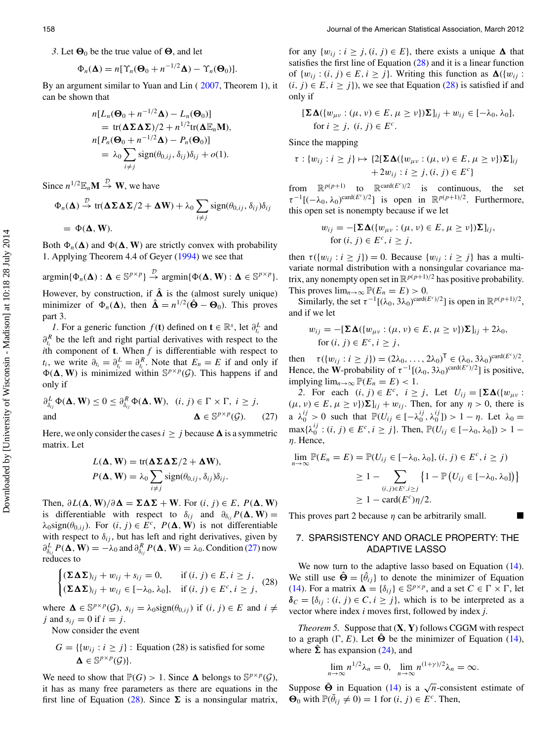*3.* Let $\mathbf{\Theta}_0$ be the true value of $\mathbf{\Theta}$, and let

$$\Phi_n(\mathbf{\Delta}) = n[\Upsilon_n(\mathbf{\Theta}_0 + n^{-1/2}\mathbf{\Delta}) - \Upsilon_n(\mathbf{\Theta}_0)].$$

By an argument similar to Yuan and Lin (2007, Theorem 1), it can be shown that

$$\begin{aligned} n[L_n(\mathbf{\Theta}_0 + n^{-1/2}\mathbf{\Delta}) - L_n(\mathbf{\Theta}_0)] &= \mathrm{tr}(\mathbf{\Delta\Sigma\Delta\Sigma})/2 + n^{1/2}\mathrm{tr}(\mathbf{\Delta}\mathbb{E}_n\mathbf{M}), \\ n[P_n(\mathbf{\Theta}_0 + n^{-1/2}\mathbf{\Delta}) - P_n(\mathbf{\Theta}_0)] &= \lambda_0 \sum_{i \neq j} \mathrm{sign}(\theta_{0,ij}, \delta_{ij})\delta_{ij} + o(1). \end{aligned}$$

Since $n^{1/2}\mathbb{E}_n\mathbf{M} \xrightarrow{\mathcal{D}} \mathbf{W}$, we have

$$\begin{aligned} \Phi_n(\mathbf{\Delta}) &\xrightarrow{\mathcal{D}} \mathrm{tr}(\mathbf{\Delta\Sigma\Delta\Sigma}/2 + \mathbf{\Delta W}) + \lambda_0 \sum_{i \neq j} \mathrm{sign}(\theta_{0,ij}, \delta_{ij})\delta_{ij} \\ &= \Phi(\mathbf{\Delta}, \mathbf{W}). \end{aligned}$$

Both $\Phi_n(\mathbf{\Delta})$ and $\Phi(\mathbf{\Delta}, \mathbf{W})$ are strictly convex with probability 1. Applying Theorem 4.4 of Geyer (1994) we see that

$$\mathrm{argmin}\{\Phi_n(\mathbf{\Delta}) : \mathbf{\Delta} \in \mathbb{S}^{p\times p}\} \xrightarrow{\mathcal{D}} \mathrm{argmin}\{\Phi(\mathbf{\Delta}, \mathbf{W}) : \mathbf{\Delta} \in \mathbb{S}^{p\times p}\}.$$

However, by construction, if $\hat{\mathbf{\Delta}}$ is the (almost surely unique) minimizer of $\Phi_n(\mathbf{\Delta})$, then $\hat{\mathbf{\Delta}} = n^{1/2}(\hat{\mathbf{\Theta}} - \mathbf{\Theta}_0)$. This proves part 3.

*1.* For a generic function $f(\mathbf{t})$ defined on $\mathbf{t} \in \mathbb{R}^s$, let $\partial^L_{t_i}$ and $\partial^R_{t_i}$ be the left and right partial derivatives with respect to the $i$th component of $\mathbf{t}$. When $f$ is differentiable with respect to $t_i$, we write $\partial_{t_i} = \partial^L_{t_i} = \partial^R_{t_i}$. Note that $E_n = E$ if and only if $\Phi(\mathbf{\Delta}, \mathbf{W})$ is minimized within $\mathbb{S}^{p\times p}(\mathcal{G})$. This happens if and only if

$$\partial^L_{\delta_{ij}} \Phi(\mathbf{\Delta}, \mathbf{W}) \leq 0 \leq \partial^R_{\delta_{ij}} \Phi(\mathbf{\Delta}, \mathbf{W}), \quad (i,j) \in \Gamma \times \Gamma, \ i \geq j,$$
$$\text{and} \qquad \mathbf{\Delta} \in \mathbb{S}^{p\times p}(\mathcal{G}). \qquad (27)$$

Here, we only consider the cases $i \geq j$ because $\mathbf{\Delta}$ is a symmetric matrix. Let

$$\begin{aligned} L(\mathbf{\Delta}, \mathbf{W}) &= \mathrm{tr}(\mathbf{\Delta\Sigma\Delta\Sigma}/2 + \mathbf{\Delta W}), \\ P(\mathbf{\Delta}, \mathbf{W}) &= \lambda_0 \sum_{i \neq j} \mathrm{sign}(\theta_{0,ij}, \delta_{ij})\delta_{ij}. \end{aligned}$$

Then, $\partial L(\mathbf{\Delta}, \mathbf{W})/\partial \mathbf{\Delta} = \mathbf{\Sigma\Delta\Sigma} + \mathbf{W}$. For $(i,j) \in E$, $P(\mathbf{\Delta}, \mathbf{W})$ is differentiable with respect to $\delta_{ij}$ and $\partial_{\delta_{ij}} P(\mathbf{\Delta}, \mathbf{W}) = \lambda_0 \mathrm{sign}(\theta_{0,ij})$. For $(i,j) \in E^c$, $P(\mathbf{\Delta}, \mathbf{W})$ is not differentiable with respect to $\delta_{ij}$, but has left and right derivatives, given by $\partial^L_{\delta_{ij}} P(\mathbf{\Delta}, \mathbf{W}) = -\lambda_0$ and $\partial^R_{\delta_{ij}} P(\mathbf{\Delta}, \mathbf{W}) = \lambda_0$. Condition (27) now reduces to

$$\begin{cases} (\mathbf{\Sigma\Delta\Sigma})_{ij} + w_{ij} + s_{ij} = 0, & \text{if } (i,j) \in E, i \geq j, \\ (\mathbf{\Sigma\Delta\Sigma})_{ij} + w_{ij} \in [-\lambda_0, \lambda_0], & \text{if } (i,j) \in E^c, i \geq j, \end{cases} \qquad (28)$$

where $\mathbf{\Delta} \in \mathbb{S}^{p\times p}(\mathcal{G})$, $s_{ij} = \lambda_0 \mathrm{sign}(\theta_{0,ij})$ if $(i,j) \in E$ and $i \neq j$ and $s_{ij} = 0$ if $i = j$.

Now consider the event

$$G = \{\{w_{ij} : i \geq j\} : \text{Equation (28) is satisfied for some } \mathbf{\Delta} \in \mathbb{S}^{p\times p}(\mathcal{G})\}.$$

We need to show that $\mathbb{P}(G) > 1$. Since $\mathbf{\Delta}$ belongs to $\mathbb{S}^{p\times p}(\mathcal{G})$, it has as many free parameters as there are equations in the first line of Equation (28). Since $\mathbf{\Sigma}$ is a nonsingular matrix, for any $\{w_{ij} : i \geq j, (i,j) \in E\}$, there exists a unique $\mathbf{\Delta}$ that satisfies the first line of Equation (28) and it is a linear function of $\{w_{ij} : (i,j) \in E, i \geq j\}$. Writing this function as $\mathbf{\Delta}(\{w_{ij} : (i,j) \in E, i \geq j\})$, we see that Equation (28) is satisfied if and only if

$$[\mathbf{\Sigma\Delta}(\{w_{\mu\nu} : (\mu,\nu) \in E, \mu \geq \nu\})\mathbf{\Sigma}]_{ij} + w_{ij} \in [-\lambda_0, \lambda_0],$$
$$\text{for } i \geq j, \ (i,j) \in E^c.$$

Since the mapping

$$\tau : \{w_{ij} : i \geq j\} \mapsto \{2[\mathbf{\Sigma\Delta}(\{w_{\mu\nu} : (\mu,\nu) \in E, \mu \geq \nu\})\mathbf{\Sigma}]_{ij} + 2w_{ij} : i \geq j, (i,j) \in E^c\}$$

from $\mathbb{R}^{p(p+1)}$ to $\mathbb{R}^{\mathrm{card}(E^c)/2}$ is continuous, the set $\tau^{-1}[(-\lambda_0, \lambda_0)^{\mathrm{card}(E^c)/2}]$ is open in $\mathbb{R}^{p(p+1)/2}$. Furthermore, this open set is nonempty because if we let

$$w_{ij} = -[\mathbf{\Sigma\Delta}(\{w_{\mu\nu} : (\mu,\nu) \in E, \mu \geq \nu\})\mathbf{\Sigma}]_{ij},$$
$$\text{for } (i,j) \in E^c, i \geq j,$$

then $\tau(\{w_{ij} : i \geq j\}) = 0$. Because $\{w_{ij} : i \geq j\}$ has a multivariate normal distribution with a nonsingular covariance matrix, any nonempty open set in $\mathbb{R}^{p(p+1)/2}$ has positive probability. This proves $\lim_{n\to\infty} \mathbb{P}(E_n = E) > 0$.

Similarly, the set $\tau^{-1}[(\lambda_0, 3\lambda_0)^{\mathrm{card}(E^c)/2}]$ is open in $\mathbb{R}^{p(p+1)/2}$, and if we let

$$w_{ij} = -[\mathbf{\Sigma\Delta}(\{w_{\mu\nu} : (\mu,\nu) \in E, \mu \geq \nu\})\mathbf{\Sigma}]_{ij} + 2\lambda_0,$$
$$\text{for } (i,j) \in E^c, i \geq j,$$

then $\tau(\{w_{ij} : i \geq j\}) = (2\lambda_0, \ldots, 2\lambda_0)^{\mathsf{T}} \in (\lambda_0, 3\lambda_0)^{\mathrm{card}(E^c)/2}$. Hence, the $\mathbf{W}$-probability of $\tau^{-1}[(\lambda_0, 3\lambda_0)^{\mathrm{card}(E^c)/2}]$ is positive, implying $\lim_{n\to\infty} \mathbb{P}(E_n = E) < 1$.

*2.* For each $(i,j) \in E^c$, $i \geq j$, Let $U_{ij} = [\mathbf{\Sigma\Delta}(\{w_{\mu\nu} : (\mu,\nu) \in E, \mu \geq \nu\})\mathbf{\Sigma}]_{ij} + w_{ij}$. Then, for any $\eta > 0$, there is a $\lambda_0^{ij} > 0$ such that $\mathbb{P}(U_{ij} \in [-\lambda_0^{ij}, \lambda_0^{ij}]) > 1 - \eta$. Let $\lambda_0 = \max\{\lambda_0^{ij} : (i,j) \in E^c, i \geq j\}$. Then, $\mathbb{P}(U_{ij} \in [-\lambda_0, \lambda_0]) > 1 - \eta$. Hence,

$$\begin{aligned} \lim_{n\to\infty} \mathbb{P}(E_n = E) &= \mathbb{P}(U_{ij} \in [-\lambda_0, \lambda_0], (i,j) \in E^c, i \geq j) \\ &\geq 1 - \sum_{(i,j)\in E^c, i\geq j} \left\{1 - \mathbb{P}\left(U_{ij} \in [-\lambda_0, \lambda_0]\right)\right\} \\ &\geq 1 - \mathrm{card}(E^c)\eta/2. \end{aligned}$$

This proves part 2 because $\eta$ can be arbitrarily small. ■

## 7. SPARSISTENCY AND ORACLE PROPERTY: THE ADAPTIVE LASSO

We now turn to the adaptive lasso based on Equation (14). We still use $\hat{\mathbf{\Theta}} = \{\hat{\theta}_{ij}\}$ to denote the minimizer of Equation (14). For a matrix $\mathbf{\Delta} = \{\delta_{ij}\} \in \mathbb{S}^{p\times p}$, and a set $C \in \Gamma \times \Gamma$, let $\boldsymbol{\delta}_C = \{\delta_{ij} : (i,j) \in C, i \geq j\}$, which is to be interpreted as a vector where index $i$ moves first, followed by index $j$.

*Theorem 5.* Suppose that $(\mathbf{X}, \mathbf{Y})$ follows CGGM with respect to a graph $(\Gamma, E)$. Let $\hat{\mathbf{\Theta}}$ be the minimizer of Equation (14), where $\hat{\mathbf{\Sigma}}$ has expansion (24), and

$$\lim_{n\to\infty} n^{1/2}\lambda_n = 0, \quad \lim_{n\to\infty} n^{(1+\gamma)/2}\lambda_n = \infty.$$

Suppose $\tilde{\mathbf{\Theta}}$ in Equation (14) is a $\sqrt{n}$-consistent estimate of $\mathbf{\Theta}_0$ with $\mathbb{P}(\tilde{\theta}_{ij} \neq 0) = 1$ for $(i,j) \in E^c$. Then,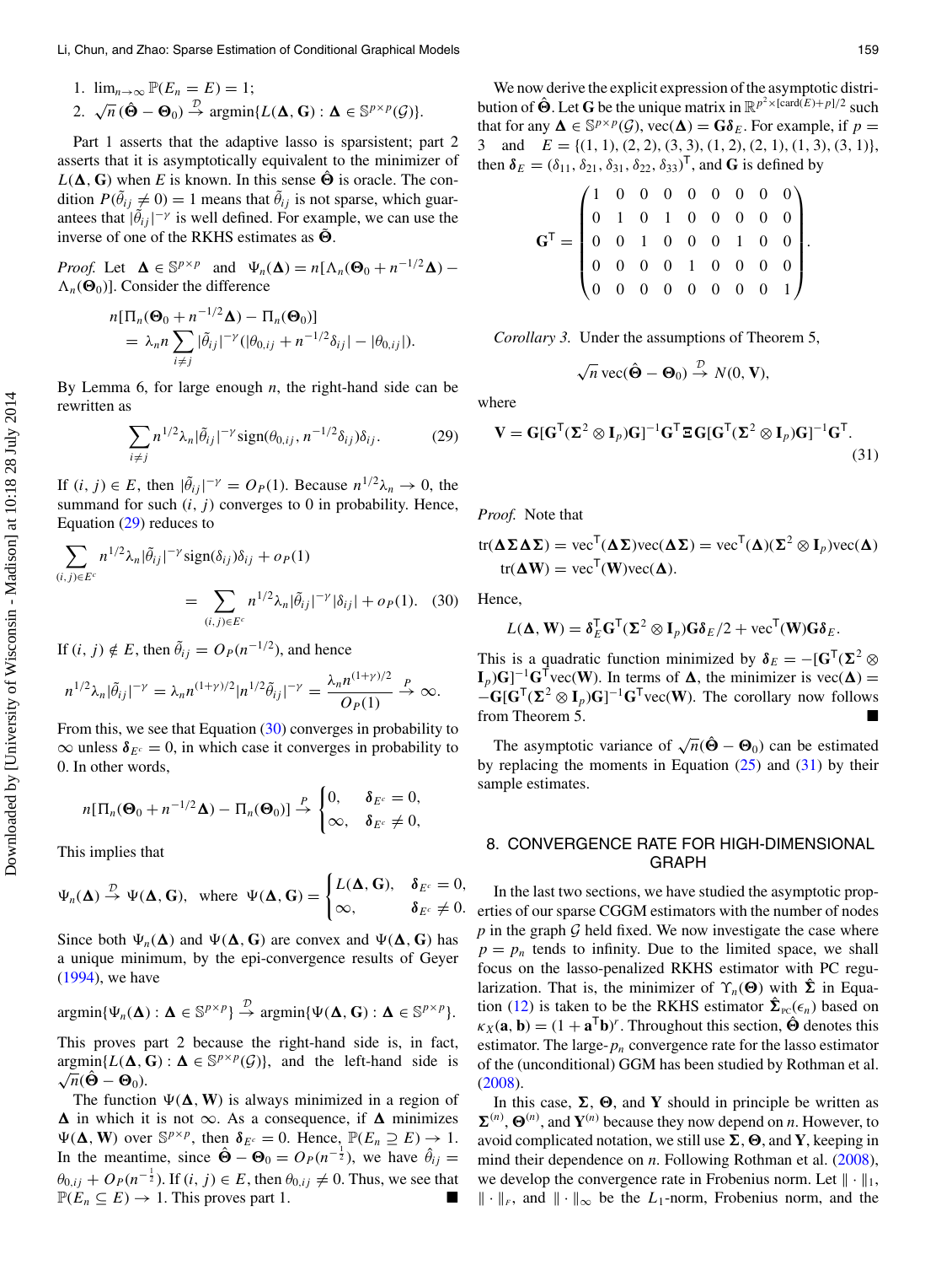1. $\lim_{n\to\infty} \mathbb{P}(E_n = E) = 1$;
2. $\sqrt{n}(\hat{\mathbf{\Theta}} - \mathbf{\Theta}_0) \xrightarrow{\mathcal{D}} \operatorname{argmin}\{L(\mathbf{\Delta}, \mathbf{G}) : \mathbf{\Delta} \in \mathbb{S}^{p\times p}(\mathcal{G})\}$.

Part 1 asserts that the adaptive lasso is sparsistent; part 2 asserts that it is asymptotically equivalent to the minimizer of $L(\mathbf{\Delta}, \mathbf{G})$ when $E$ is known. In this sense $\hat{\mathbf{\Theta}}$ is oracle. The condition $P(\tilde{\theta}_{ij} \neq 0) = 1$ means that $\tilde{\theta}_{ij}$ is not sparse, which guarantees that $|\tilde{\theta}_{ij}|^{-\gamma}$ is well defined. For example, we can use the inverse of one of the RKHS estimates as $\tilde{\mathbf{\Theta}}$.

*Proof.* Let $\mathbf{\Delta} \in \mathbb{S}^{p\times p}$ and $\Psi_n(\mathbf{\Delta}) = n[\Lambda_n(\mathbf{\Theta}_0 + n^{-1/2}\mathbf{\Delta}) - \Lambda_n(\mathbf{\Theta}_0)]$. Consider the difference

$$n[\Pi_n(\mathbf{\Theta}_0 + n^{-1/2}\mathbf{\Delta}) - \Pi_n(\mathbf{\Theta}_0)] = \lambda_n n \sum_{i\neq j} |\tilde{\theta}_{ij}|^{-\gamma}(|\theta_{0,ij} + n^{-1/2}\delta_{ij}| - |\theta_{0,ij}|).$$

By Lemma 6, for large enough $n$, the right-hand side can be rewritten as

$$\sum_{i\neq j} n^{1/2}\lambda_n |\tilde{\theta}_{ij}|^{-\gamma} \operatorname{sign}(\theta_{0,ij}, n^{-1/2}\delta_{ij})\delta_{ij}. \quad (29)$$

If $(i, j) \in E$, then $|\tilde{\theta}_{ij}|^{-\gamma} = O_P(1)$. Because $n^{1/2}\lambda_n \to 0$, the summand for such $(i, j)$ converges to 0 in probability. Hence, Equation (29) reduces to

$$\sum_{(i,j)\in E^c} n^{1/2}\lambda_n |\tilde{\theta}_{ij}|^{-\gamma} \operatorname{sign}(\delta_{ij})\delta_{ij} + o_P(1) = \sum_{(i,j)\in E^c} n^{1/2}\lambda_n |\tilde{\theta}_{ij}|^{-\gamma} |\delta_{ij}| + o_P(1). \quad (30)$$

If $(i, j) \notin E$, then $\tilde{\theta}_{ij} = O_P(n^{-1/2})$, and hence

$$n^{1/2}\lambda_n |\tilde{\theta}_{ij}|^{-\gamma} = \lambda_n n^{(1+\gamma)/2} |n^{1/2}\tilde{\theta}_{ij}|^{-\gamma} = \frac{\lambda_n n^{(1+\gamma)/2}}{O_P(1)} \xrightarrow{P} \infty.$$

From this, we see that Equation (30) converges in probability to $\infty$ unless $\boldsymbol{\delta}_{E^c} = 0$, in which case it converges in probability to 0. In other words,

$$n[\Pi_n(\mathbf{\Theta}_0 + n^{-1/2}\mathbf{\Delta}) - \Pi_n(\mathbf{\Theta}_0)] \xrightarrow{P} \begin{cases} 0, & \boldsymbol{\delta}_{E^c} = 0, \\ \infty, & \boldsymbol{\delta}_{E^c} \neq 0, \end{cases}$$

This implies that

$$\Psi_n(\mathbf{\Delta}) \xrightarrow{\mathcal{D}} \Psi(\mathbf{\Delta}, \mathbf{G}), \quad \text{where} \quad \Psi(\mathbf{\Delta}, \mathbf{G}) = \begin{cases} L(\mathbf{\Delta}, \mathbf{G}), & \boldsymbol{\delta}_{E^c} = 0, \\ \infty, & \boldsymbol{\delta}_{E^c} \neq 0. \end{cases}$$

Since both $\Psi_n(\mathbf{\Delta})$ and $\Psi(\mathbf{\Delta}, \mathbf{G})$ are convex and $\Psi(\mathbf{\Delta}, \mathbf{G})$ has a unique minimum, by the epi-convergence results of Geyer (1994), we have

$$\operatorname{argmin}\{\Psi_n(\mathbf{\Delta}) : \mathbf{\Delta} \in \mathbb{S}^{p\times p}\} \xrightarrow{\mathcal{D}} \operatorname{argmin}\{\Psi(\mathbf{\Delta}, \mathbf{G}) : \mathbf{\Delta} \in \mathbb{S}^{p\times p}\}.$$

This proves part 2 because the right-hand side is, in fact, $\operatorname{argmin}\{L(\mathbf{\Delta}, \mathbf{G}) : \mathbf{\Delta} \in \mathbb{S}^{p\times p}(\mathcal{G})\}$, and the left-hand side is $\sqrt{n}(\hat{\mathbf{\Theta}} - \mathbf{\Theta}_0)$.

The function $\Psi(\mathbf{\Delta}, \mathbf{W})$ is always minimized in a region of $\mathbf{\Delta}$ in which it is not $\infty$. As a consequence, if $\mathbf{\Delta}$ minimizes $\Psi(\mathbf{\Delta}, \mathbf{W})$ over $\mathbb{S}^{p\times p}$, then $\boldsymbol{\delta}_{E^c} = 0$. Hence, $\mathbb{P}(E_n \supseteq E) \to 1$. In the meantime, since $\hat{\mathbf{\Theta}} - \mathbf{\Theta}_0 = O_P(n^{-\frac{1}{2}})$, we have $\hat{\theta}_{ij} = \theta_{0,ij} + O_P(n^{-\frac{1}{2}})$. If $(i, j) \in E$, then $\theta_{0,ij} \neq 0$. Thus, we see that $\mathbb{P}(E_n \subseteq E) \to 1$. This proves part 1. ■

We now derive the explicit expression of the asymptotic distribution of $\hat{\mathbf{\Theta}}$. Let $\mathbf{G}$ be the unique matrix in $\mathbb{R}^{p^2\times[\operatorname{card}(E)+p]/2}$ such that for any $\mathbf{\Delta} \in \mathbb{S}^{p\times p}(\mathcal{G})$, $\operatorname{vec}(\mathbf{\Delta}) = \mathbf{G}\boldsymbol{\delta}_E$. For example, if $p = 3$ and $E = \{(1, 1), (2, 2), (3, 3), (1, 2), (2, 1), (1, 3), (3, 1)\}$, then $\boldsymbol{\delta}_E = (\delta_{11}, \delta_{21}, \delta_{31}, \delta_{22}, \delta_{33})^{\mathsf{T}}$, and $\mathbf{G}$ is defined by

$$\mathbf{G}^{\mathsf{T}} = \begin{pmatrix} 1 & 0 & 0 & 0 & 0 & 0 & 0 & 0 & 0 \\ 0 & 1 & 0 & 1 & 0 & 0 & 0 & 0 & 0 \\ 0 & 0 & 1 & 0 & 0 & 0 & 1 & 0 & 0 \\ 0 & 0 & 0 & 0 & 1 & 0 & 0 & 0 & 0 \\ 0 & 0 & 0 & 0 & 0 & 0 & 0 & 0 & 1 \end{pmatrix}.$$

*Corollary 3.* Under the assumptions of Theorem 5,

$$\sqrt{n}\operatorname{vec}(\hat{\mathbf{\Theta}} - \mathbf{\Theta}_0) \xrightarrow{\mathcal{D}} N(0, \mathbf{V}),$$

where

$$\mathbf{V} = \mathbf{G}[\mathbf{G}^{\mathsf{T}}(\mathbf{\Sigma}^2 \otimes \mathbf{I}_p)\mathbf{G}]^{-1}\mathbf{G}^{\mathsf{T}}\mathbf{\Xi}\mathbf{G}[\mathbf{G}^{\mathsf{T}}(\mathbf{\Sigma}^2 \otimes \mathbf{I}_p)\mathbf{G}]^{-1}\mathbf{G}^{\mathsf{T}}. \quad (31)$$

*Proof.* Note that

$$\operatorname{tr}(\mathbf{\Delta}\mathbf{\Sigma}\mathbf{\Delta}\mathbf{\Sigma}) = \operatorname{vec}^{\mathsf{T}}(\mathbf{\Delta}\mathbf{\Sigma})\operatorname{vec}(\mathbf{\Delta}\mathbf{\Sigma}) = \operatorname{vec}^{\mathsf{T}}(\mathbf{\Delta})(\mathbf{\Sigma}^2 \otimes \mathbf{I}_p)\operatorname{vec}(\mathbf{\Delta})$$
$$\operatorname{tr}(\mathbf{\Delta}\mathbf{W}) = \operatorname{vec}^{\mathsf{T}}(\mathbf{W})\operatorname{vec}(\mathbf{\Delta}).$$

Hence,

$$L(\mathbf{\Delta}, \mathbf{W}) = \boldsymbol{\delta}_E^{\mathsf{T}}\mathbf{G}^{\mathsf{T}}(\mathbf{\Sigma}^2 \otimes \mathbf{I}_p)\mathbf{G}\boldsymbol{\delta}_E/2 + \operatorname{vec}^{\mathsf{T}}(\mathbf{W})\mathbf{G}\boldsymbol{\delta}_E.$$

This is a quadratic function minimized by $\boldsymbol{\delta}_E = -[\mathbf{G}^{\mathsf{T}}(\mathbf{\Sigma}^2 \otimes \mathbf{I}_p)\mathbf{G}]^{-1}\mathbf{G}^{\mathsf{T}}\operatorname{vec}(\mathbf{W})$. In terms of $\mathbf{\Delta}$, the minimizer is $\operatorname{vec}(\mathbf{\Delta}) = -\mathbf{G}[\mathbf{G}^{\mathsf{T}}(\mathbf{\Sigma}^2 \otimes \mathbf{I}_p)\mathbf{G}]^{-1}\mathbf{G}^{\mathsf{T}}\operatorname{vec}(\mathbf{W})$. The corollary now follows from Theorem 5. ■

The asymptotic variance of $\sqrt{n}(\hat{\mathbf{\Theta}} - \mathbf{\Theta}_0)$ can be estimated by replacing the moments in Equation (25) and (31) by their sample estimates.

## 8. CONVERGENCE RATE FOR HIGH-DIMENSIONAL GRAPH

In the last two sections, we have studied the asymptotic properties of our sparse CGGM estimators with the number of nodes $p$ in the graph $\mathcal{G}$ held fixed. We now investigate the case where $p = p_n$ tends to infinity. Due to the limited space, we shall focus on the lasso-penalized RKHS estimator with PC regularization. That is, the minimizer of $\Upsilon_n(\mathbf{\Theta})$ with $\hat{\mathbf{\Sigma}}$ in Equation (12) is taken to be the RKHS estimator $\hat{\mathbf{\Sigma}}_{\text{PC}}(\epsilon_n)$ based on $\kappa_X(\mathbf{a}, \mathbf{b}) = (1 + \mathbf{a}^{\mathsf{T}}\mathbf{b})^r$. Throughout this section, $\hat{\mathbf{\Theta}}$ denotes this estimator. The large-$p_n$ convergence rate for the lasso estimator of the (unconditional) GGM has been studied by Rothman et al. (2008).

In this case, $\mathbf{\Sigma}$, $\mathbf{\Theta}$, and $\mathbf{Y}$ should in principle be written as $\mathbf{\Sigma}^{(n)}$, $\mathbf{\Theta}^{(n)}$, and $\mathbf{Y}^{(n)}$ because they now depend on $n$. However, to avoid complicated notation, we still use $\mathbf{\Sigma}$, $\mathbf{\Theta}$, and $\mathbf{Y}$, keeping in mind their dependence on $n$. Following Rothman et al. (2008), we develop the convergence rate in Frobenius norm. Let $\|\cdot\|_1$, $\|\cdot\|_F$, and $\|\cdot\|_\infty$ be the $L_1$-norm, Frobenius norm, and the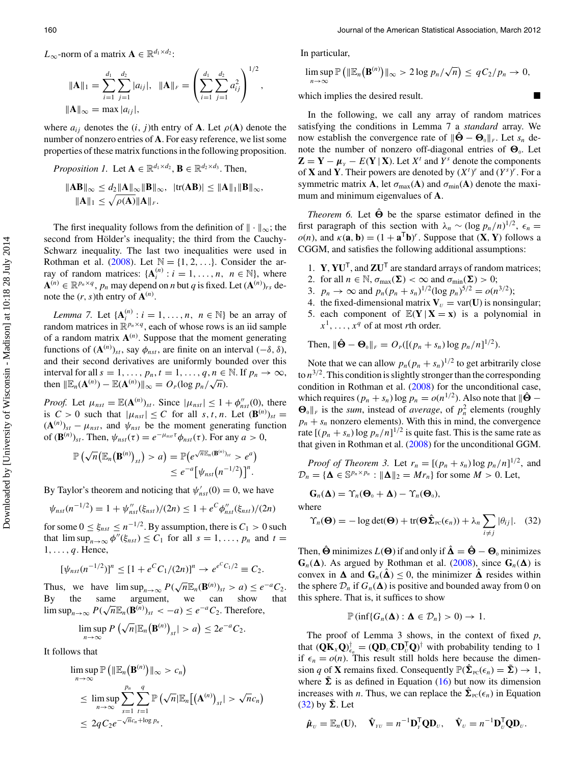$L_\infty$-norm of a matrix $\mathbf{A} \in \mathbb{R}^{d_1 \times d_2}$:

$$\|\mathbf{A}\|_1 = \sum_{i=1}^{d_1}\sum_{j=1}^{d_2} |a_{ij}|, \quad \|\mathbf{A}\|_F = \left(\sum_{i=1}^{d_1}\sum_{j=1}^{d_2} a_{ij}^2\right)^{1/2},$$
$$\|\mathbf{A}\|_\infty = \max |a_{ij}|,$$

where $a_{ij}$ denotes the $(i, j)$th entry of $\mathbf{A}$. Let $\rho(\mathbf{A})$ denote the number of nonzero entries of $\mathbf{A}$. For easy reference, we list some properties of these matrix functions in the following proposition.

*Proposition 1.* Let $\mathbf{A} \in \mathbb{R}^{d_1 \times d_2}$, $\mathbf{B} \in \mathbb{R}^{d_2 \times d_3}$. Then,

$$\|\mathbf{AB}\|_\infty \le d_2 \|\mathbf{A}\|_\infty \|\mathbf{B}\|_\infty, \quad |\mathrm{tr}(\mathbf{AB})| \le \|\mathbf{A}\|_1 \|\mathbf{B}\|_\infty,$$
$$\|\mathbf{A}\|_1 \le \sqrt{\rho(\mathbf{A})}\|\mathbf{A}\|_F.$$

The first inequality follows from the definition of $\|\cdot\|_\infty$; the second from Hölder's inequality; the third from the Cauchy-Schwarz inequality. The last two inequalities were used in Rothman et al. (2008). Let $\mathbb{N} = \{1, 2, \ldots\}$. Consider the array of random matrices: $\{\mathbf{A}_i^{(n)} : i = 1, \ldots, n,\ n \in \mathbb{N}\}$, where $\mathbf{A}^{(n)} \in \mathbb{R}^{p_n \times q}$, $p_n$ may depend on $n$ but $q$ is fixed. Let $(\mathbf{A}^{(n)})_{rs}$ denote the $(r, s)$th entry of $\mathbf{A}^{(n)}$.

*Lemma 7.* Let $\{\mathbf{A}_i^{(n)} : i = 1, \ldots, n,\ n \in \mathbb{N}\}$ be an array of random matrices in $\mathbb{R}^{p_n \times q}$, each of whose rows is an iid sample of a random matrix $\mathbf{A}^{(n)}$. Suppose that the moment generating functions of $(\mathbf{A}^{(n)})_{st}$, say $\phi_{nst}$, are finite on an interval $(-\delta, \delta)$, and their second derivatives are uniformly bounded over this interval for all $s = 1, \ldots, p_n$, $t = 1, \ldots, q$, $n \in \mathbb{N}$. If $p_n \to \infty$, then $\|\mathbb{E}_n(\mathbf{A}^{(n)}) - \mathbb{E}(\mathbf{A}^{(n)})\|_\infty = O_P(\log p_n/\sqrt{n})$.

*Proof.* Let $\mu_{nst} = \mathbb{E}(\mathbf{A}^{(n)})_{st}$. Since $|\mu_{nst}| \le 1 + \phi''_{nst}(0)$, there is $C > 0$ such that $|\mu_{nst}| \le C$ for all $s, t, n$. Let $(\mathbf{B}^{(n)})_{st} = (\mathbf{A}^{(n)})_{st} - \mu_{nst}$, and $\psi_{nst}$ be the moment generating function of $(\mathbf{B}^{(n)})_{st}$. Then, $\psi_{nst}(\tau) = e^{-\mu_{nst}\tau}\phi_{nst}(\tau)$. For any $a > 0$,

$$\mathbb{P}\left(\sqrt{n}\left(\mathbb{E}_n\left(\mathbf{B}^{(n)}\right)_{st}\right) > a\right) = \mathbb{P}\left(e^{\sqrt{n}\mathbb{E}_n(\mathbf{B}^{(n)})_{st}} > e^a\right)$$
$$\le e^{-a}\left[\psi_{nst}\left(n^{-1/2}\right)\right]^n.$$

By Taylor's theorem and noticing that $\psi'_{nst}(0) = 0$, we have

$$\psi_{nst}(n^{-1/2}) = 1 + \psi''_{nst}(\xi_{nst})/(2n) \le 1 + e^C\phi''_{nst}(\xi_{nst})/(2n)$$

for some $0 \le \xi_{nst} \le n^{-1/2}$. By assumption, there is $C_1 > 0$ such that $\limsup_{n\to\infty} \phi''(\xi_{nst}) \le C_1$ for all $s = 1, \ldots, p_n$ and $t = 1, \ldots, q$. Hence,

$$[\psi_{nst}(n^{-1/2})]^n \le [1 + e^C C_1/(2n)]^n \to e^{e^C C_1/2} \equiv C_2.$$

Thus, we have $\limsup_{n\to\infty} P(\sqrt{n}\mathbb{E}_n(\mathbf{B}^{(n)})_{st} > a) \le e^{-a}C_2$. By the same argument, we can show that $\limsup_{n\to\infty} P(\sqrt{n}\mathbb{E}_n(\mathbf{B}^{(n)})_{st} < -a) \le e^{-a}C_2$. Therefore,

$$\limsup_{n\to\infty} P\left(\sqrt{n}|\mathbb{E}_n\left(\mathbf{B}^{(n)}\right)_{st}| > a\right) \le 2e^{-a}C_2.$$

It follows that

$$\limsup_{n\to\infty} \mathbb{P}\left(\|\mathbb{E}_n\left(\mathbf{B}^{(n)}\right)\|_\infty > c_n\right)$$
$$\le \limsup_{n\to\infty} \sum_{s=1}^{p_n}\sum_{t=1}^{q} \mathbb{P}\left(\sqrt{n}|\mathbb{E}_n\left[\left(\mathbf{A}^{(n)}\right)_{st}\right| > \sqrt{n}c_n\right)$$
$$\le 2qC_2 e^{-\sqrt{n}c_n + \log p_n}.$$

In particular,

$$\limsup_{n\to\infty} \mathbb{P}\left(\|\mathbb{E}_n\left(\mathbf{B}^{(n)}\right)\|_\infty > 2\log p_n/\sqrt{n}\right) \le qC_2/p_n \to 0,$$

which implies the desired result. ■

In the following, we call any array of random matrices satisfying the conditions in Lemma 7 a *standard* array. We now establish the convergence rate of $\|\hat{\mathbf{\Theta}} - \mathbf{\Theta}_0\|_F$. Let $s_n$ denote the number of nonzero off-diagonal entries of $\mathbf{\Theta}_0$. Let $\mathbf{Z} = \mathbf{Y} - \boldsymbol{\mu}_Y - E(\mathbf{Y}\,|\,\mathbf{X})$. Let $X^t$ and $Y^s$ denote the components of $\mathbf{X}$ and $\mathbf{Y}$. Their powers are denoted by $(X^t)^r$ and $(Y^s)^r$. For a symmetric matrix $\mathbf{A}$, let $\sigma_{\max}(\mathbf{A})$ and $\sigma_{\min}(\mathbf{A})$ denote the maximum and minimum eigenvalues of $\mathbf{A}$.

*Theorem 6.* Let $\hat{\mathbf{\Theta}}$ be the sparse estimator defined in the first paragraph of this section with $\lambda_n \sim (\log p_n/n)^{1/2}$, $\epsilon_n = o(n)$, and $\kappa(\mathbf{a}, \mathbf{b}) = (1 + \mathbf{a}^\mathsf{T}\mathbf{b})^r$. Suppose that $(\mathbf{X}, \mathbf{Y})$ follows a CGGM, and satisfies the following additional assumptions:

1. $\mathbf{Y}$, $\mathbf{YU}^\mathsf{T}$, and $\mathbf{ZU}^\mathsf{T}$ are standard arrays of random matrices;
2. for all $n \in \mathbb{N}$, $\sigma_{\max}(\mathbf{\Sigma}) < \infty$ and $\sigma_{\min}(\mathbf{\Sigma}) > 0$;
3. $p_n \to \infty$ and $p_n(p_n + s_n)^{1/2}(\log p_n)^{5/2} = o(n^{3/2})$;
4. the fixed-dimensional matrix $\mathbf{V}_U = \mathrm{var}(\mathbf{U})$ is nonsingular;
5. each component of $\mathbb{E}(\mathbf{Y}\,|\,\mathbf{X} = \mathbf{x})$ is a polynomial in $x^1, \ldots, x^q$ of at most $r$th order.

Then, $\|\hat{\mathbf{\Theta}} - \mathbf{\Theta}_0\|_F = O_P([(p_n + s_n)\log p_n/n]^{1/2})$.

Note that we can allow $p_n(p_n + s_n)^{1/2}$ to get arbitrarily close to $n^{3/2}$. This condition is slightly stronger than the corresponding condition in Rothman et al. (2008) for the unconditional case, which requires $(p_n + s_n)\log p_n = o(n^{1/2})$. Also note that $\|\hat{\mathbf{\Theta}} - \mathbf{\Theta}_0\|_F$ is the *sum*, instead of *average*, of $p_n^2$ elements (roughly $p_n + s_n$ nonzero elements). With this in mind, the convergence rate $[(p_n + s_n)\log p_n/n]^{1/2}$ is quite fast. This is the same rate as that given in Rothman et al. (2008) for the unconditional GGM.

*Proof of Theorem 3.* Let $r_n = [(p_n + s_n)\log p_n/n]^{1/2}$, and $\mathcal{D}_n = \{\mathbf{\Delta} \in \mathbb{S}^{p_n \times p_n} : \|\mathbf{\Delta}\|_2 = Mr_n\}$ for some $M > 0$. Let,

$$\mathbf{G}_n(\mathbf{\Delta}) = \Upsilon_n(\mathbf{\Theta}_0 + \mathbf{\Delta}) - \Upsilon_n(\mathbf{\Theta}_0),$$

where

$$\Upsilon_n(\mathbf{\Theta}) = -\log\det(\mathbf{\Theta}) + \mathrm{tr}(\mathbf{\Theta}\hat{\mathbf{\Sigma}}_{\mathrm{PC}}(\epsilon_n)) + \lambda_n \sum_{i \ne j} |\theta_{ij}|. \tag{32}$$

Then, $\hat{\mathbf{\Theta}}$ minimizes $L(\mathbf{\Theta})$ if and only if $\hat{\mathbf{\Delta}} = \hat{\mathbf{\Theta}} - \mathbf{\Theta}_0$ minimizes $\mathbf{G}_n(\mathbf{\Delta})$. As argued by Rothman et al. (2008), since $\mathbf{G}_n(\mathbf{\Delta})$ is convex in $\mathbf{\Delta}$ and $\mathbf{G}_n(\hat{\mathbf{\Delta}}) \le 0$, the minimizer $\hat{\mathbf{\Delta}}$ resides within the sphere $\mathcal{D}_n$ if $G_n(\mathbf{\Delta})$ is positive and bounded away from 0 on this sphere. That is, it suffices to show

$$\mathbb{P}\left(\inf\{G_n(\mathbf{\Delta}) : \mathbf{\Delta} \in \mathcal{D}_n\} > 0\right) \to 1.$$

The proof of Lemma 3 shows, in the context of fixed $p$, that $(\mathbf{QK}_X\mathbf{Q})^\dagger_{\epsilon_n} = (\mathbf{QD}_U\mathbf{CD}_U^\mathsf{T}\mathbf{Q})^\dagger$ with probability tending to 1 if $\epsilon_n = o(n)$. This result still holds here because the dimension $q$ of $\mathbf{X}$ remains fixed. Consequently $\mathbb{P}(\hat{\mathbf{\Sigma}}_{\mathrm{PC}}(\epsilon_n) = \tilde{\mathbf{\Sigma}}) \to 1$, where $\tilde{\mathbf{\Sigma}}$ is as defined in Equation (16) but now its dimension increases with $n$. Thus, we can replace the $\hat{\mathbf{\Sigma}}_{\mathrm{PC}}(\epsilon_n)$ in Equation (32) by $\tilde{\mathbf{\Sigma}}$. Let

$$\hat{\boldsymbol{\mu}}_U = \mathbb{E}_n(\mathbf{U}), \quad \hat{\mathbf{V}}_{YU} = n^{-1}\mathbf{D}_Y^\mathsf{T}\mathbf{QD}_U, \quad \hat{\mathbf{V}}_U = n^{-1}\mathbf{D}_U^\mathsf{T}\mathbf{QD}_U.$$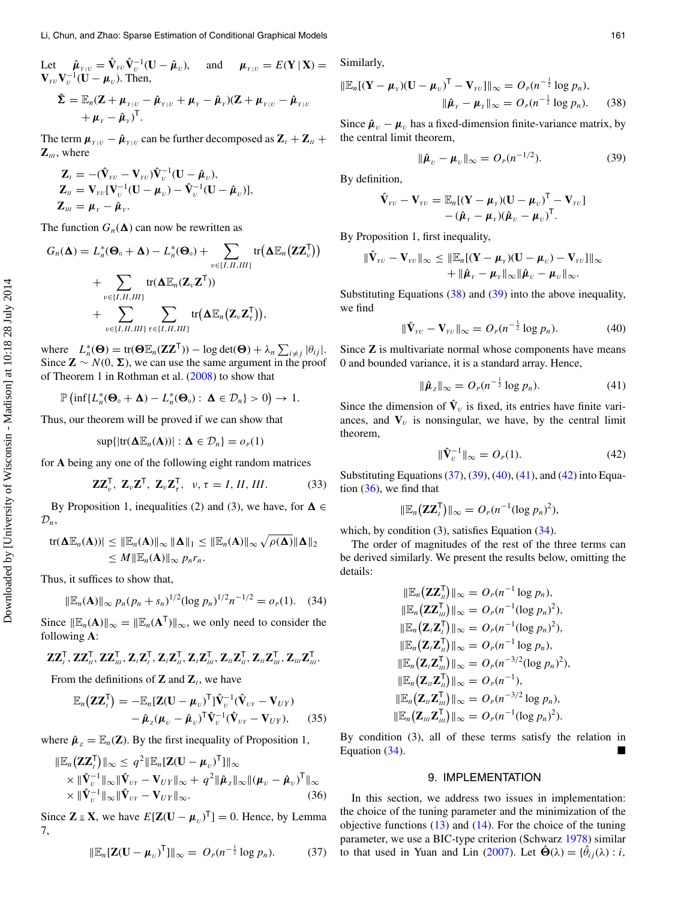Let $\hat{\boldsymbol{\mu}}_{Y|U} = \hat{\mathbf{V}}_{YU}\hat{\mathbf{V}}_U^{-1}(\mathbf{U} - \hat{\boldsymbol{\mu}}_U)$, and $\boldsymbol{\mu}_{Y|U} = E(\mathbf{Y} \mid \mathbf{X}) = \mathbf{V}_{YU}\mathbf{V}_U^{-1}(\mathbf{U} - \boldsymbol{\mu}_U)$. Then,

$$\tilde{\boldsymbol{\Sigma}} = \mathbb{E}_n(\mathbf{Z} + \boldsymbol{\mu}_{Y|U} - \hat{\boldsymbol{\mu}}_{Y|U} + \boldsymbol{\mu}_Y - \hat{\boldsymbol{\mu}}_Y)(\mathbf{Z} + \boldsymbol{\mu}_{Y|U} - \hat{\boldsymbol{\mu}}_{Y|U} + \boldsymbol{\mu}_Y - \hat{\boldsymbol{\mu}}_Y)^{\mathsf{T}}.$$

The term $\boldsymbol{\mu}_{Y|U} - \hat{\boldsymbol{\mu}}_{Y|U}$ can be further decomposed as $\mathbf{Z}_I + \mathbf{Z}_{II} + \mathbf{Z}_{III}$, where

$$\begin{aligned}
\mathbf{Z}_I &= -(\hat{\mathbf{V}}_{YU} - \mathbf{V}_{YU})\hat{\mathbf{V}}_U^{-1}(\mathbf{U} - \hat{\boldsymbol{\mu}}_U),\\
\mathbf{Z}_{II} &= \mathbf{V}_{YU}[\mathbf{V}_U^{-1}(\mathbf{U} - \boldsymbol{\mu}_U) - \hat{\mathbf{V}}_U^{-1}(\mathbf{U} - \hat{\boldsymbol{\mu}}_U)],\\
\mathbf{Z}_{III} &= \boldsymbol{\mu}_Y - \hat{\boldsymbol{\mu}}_Y.
\end{aligned}$$

The function $G_n(\boldsymbol{\Delta})$ can now be rewritten as

$$\begin{aligned}
G_n(\boldsymbol{\Delta}) = L_n^*(\boldsymbol{\Theta}_0 + \boldsymbol{\Delta}) - L_n^*(\boldsymbol{\Theta}_0) &+ \sum_{\nu\in\{I,II,III\}} \operatorname{tr}\big(\boldsymbol{\Delta}\mathbb{E}_n\big(\mathbf{Z}\mathbf{Z}_\nu^{\mathsf{T}}\big)\big)\\
&+ \sum_{\nu\in\{I,II,III\}} \operatorname{tr}(\boldsymbol{\Delta}\mathbb{E}_n(\mathbf{Z}_\nu\mathbf{Z}^{\mathsf{T}}))\\
&+ \sum_{\nu\in\{I,II,III\}}\sum_{\tau\in\{I,II,III\}} \operatorname{tr}\big(\boldsymbol{\Delta}\mathbb{E}_n\big(\mathbf{Z}_\nu\mathbf{Z}_\tau^{\mathsf{T}}\big)\big),
\end{aligned}$$

where $L_n^*(\boldsymbol{\Theta}) = \operatorname{tr}(\boldsymbol{\Theta}\mathbb{E}_n(\mathbf{Z}\mathbf{Z}^{\mathsf{T}})) - \log\det(\boldsymbol{\Theta}) + \lambda_n \sum_{i\neq j}|\theta_{ij}|$. Since $\mathbf{Z} \sim N(0, \boldsymbol{\Sigma})$, we can use the same argument in the proof of Theorem 1 in Rothman et al. (2008) to show that

$$\mathbb{P}\left(\inf\{L_n^*(\boldsymbol{\Theta}_0 + \boldsymbol{\Delta}) - L_n^*(\boldsymbol{\Theta}_0) : \boldsymbol{\Delta} \in \mathcal{D}_n\} > 0\right) \to 1.$$

Thus, our theorem will be proved if we can show that

$$\sup\{|\operatorname{tr}(\boldsymbol{\Delta}\mathbb{E}_n(\mathbf{A}))| : \boldsymbol{\Delta} \in \mathcal{D}_n\} = o_P(1)$$

for $\mathbf{A}$ being any one of the following eight random matrices

$$\mathbf{Z}\mathbf{Z}_\nu^{\mathsf{T}},\ \mathbf{Z}_\nu\mathbf{Z}^{\mathsf{T}},\ \mathbf{Z}_\nu\mathbf{Z}_\tau^{\mathsf{T}},\ \ \nu, \tau = I, II, III. \tag{33}$$

By Proposition 1, inequalities (2) and (3), we have, for $\boldsymbol{\Delta} \in \mathcal{D}_n$,

$$\begin{aligned}
\operatorname{tr}(\boldsymbol{\Delta}\mathbb{E}_n(\mathbf{A}))| &\le \|\mathbb{E}_n(\mathbf{A})\|_\infty \|\boldsymbol{\Delta}\|_1 \le \|\mathbb{E}_n(\mathbf{A})\|_\infty \sqrt{\rho(\boldsymbol{\Delta})}\|\boldsymbol{\Delta}\|_2\\
&\le M\|\mathbb{E}_n(\mathbf{A})\|_\infty\, p_n r_n.
\end{aligned}$$

Thus, it suffices to show that,

$$\|\mathbb{E}_n(\mathbf{A})\|_\infty\, p_n(p_n + s_n)^{1/2}(\log p_n)^{1/2} n^{-1/2} = o_P(1). \tag{34}$$

Since $\|\mathbb{E}_n(\mathbf{A})\|_\infty = \|\mathbb{E}_n(\mathbf{A}^{\mathsf{T}})\|_\infty$, we only need to consider the following $\mathbf{A}$:

$$\mathbf{Z}\mathbf{Z}_I^{\mathsf{T}}, \mathbf{Z}\mathbf{Z}_{II}^{\mathsf{T}}, \mathbf{Z}\mathbf{Z}_{III}^{\mathsf{T}}, \mathbf{Z}_I\mathbf{Z}_I^{\mathsf{T}}, \mathbf{Z}_I\mathbf{Z}_{II}^{\mathsf{T}}, \mathbf{Z}_I\mathbf{Z}_{III}^{\mathsf{T}}, \mathbf{Z}_{II}\mathbf{Z}_{II}^{\mathsf{T}}, \mathbf{Z}_{II}\mathbf{Z}_{III}^{\mathsf{T}}, \mathbf{Z}_{III}\mathbf{Z}_{III}^{\mathsf{T}}.$$

From the definitions of $\mathbf{Z}$ and $\mathbf{Z}_I$, we have

$$\begin{aligned}
\mathbb{E}_n\big(\mathbf{Z}\mathbf{Z}_I^{\mathsf{T}}\big) = &-\mathbb{E}_n[\mathbf{Z}(\mathbf{U} - \boldsymbol{\mu}_U)^{\mathsf{T}}]\hat{\mathbf{V}}_U^{-1}(\hat{\mathbf{V}}_{UY} - \mathbf{V}_{UY})\\
&- \hat{\boldsymbol{\mu}}_Z(\boldsymbol{\mu}_U - \hat{\boldsymbol{\mu}}_U)^{\mathsf{T}}\hat{\mathbf{V}}_U^{-1}(\hat{\mathbf{V}}_{UY} - \mathbf{V}_{UY}),
\end{aligned} \tag{35}$$

where $\hat{\boldsymbol{\mu}}_Z = \mathbb{E}_n(\mathbf{Z})$. By the first inequality of Proposition 1,

$$\begin{aligned}
\|\mathbb{E}_n\big(\mathbf{Z}\mathbf{Z}_I^{\mathsf{T}}\big)\|_\infty \le\ & q^2\|\mathbb{E}_n[\mathbf{Z}(\mathbf{U} - \boldsymbol{\mu}_U)^{\mathsf{T}}]\|_\infty\\
&\times \|\hat{\mathbf{V}}_U^{-1}\|_\infty\|\hat{\mathbf{V}}_{UY} - \mathbf{V}_{UY}\|_\infty + q^2\|\hat{\boldsymbol{\mu}}_Z\|_\infty\|(\boldsymbol{\mu}_U - \hat{\boldsymbol{\mu}}_U)^{\mathsf{T}}\|_\infty\\
&\times \|\hat{\mathbf{V}}_U^{-1}\|_\infty\|\hat{\mathbf{V}}_{UY} - \mathbf{V}_{UY}\|_\infty.
\end{aligned} \tag{36}$$

Since $\mathbf{Z} \perp\!\!\!\perp \mathbf{X}$, we have $E[\mathbf{Z}(\mathbf{U} - \boldsymbol{\mu}_U)^{\mathsf{T}}] = 0$. Hence, by Lemma 7,

$$\|\mathbb{E}_n[\mathbf{Z}(\mathbf{U} - \boldsymbol{\mu}_U)^{\mathsf{T}}]\|_\infty = O_P(n^{-\frac{1}{2}}\log p_n). \tag{37}$$

Similarly,

$$\begin{aligned}
\|\mathbb{E}_n[(\mathbf{Y} - \boldsymbol{\mu}_Y)(\mathbf{U} - \boldsymbol{\mu}_U)^{\mathsf{T}} - \mathbf{V}_{YU}]\|_\infty &= O_P(n^{-\frac{1}{2}}\log p_n),\\
\|\hat{\boldsymbol{\mu}}_Y - \boldsymbol{\mu}_Y\|_\infty &= O_P(n^{-\frac{1}{2}}\log p_n).
\end{aligned} \tag{38}$$

Since $\hat{\boldsymbol{\mu}}_U - \boldsymbol{\mu}_U$ has a fixed-dimension finite-variance matrix, by the central limit theorem,

$$\|\hat{\boldsymbol{\mu}}_U - \boldsymbol{\mu}_U\|_\infty = O_P(n^{-1/2}). \tag{39}$$

By definition,

$$\begin{aligned}
\hat{\mathbf{V}}_{YU} - \mathbf{V}_{YU} = &\ \mathbb{E}_n[(\mathbf{Y} - \boldsymbol{\mu}_Y)(\mathbf{U} - \boldsymbol{\mu}_U)^{\mathsf{T}} - \mathbf{V}_{YU}]\\
&- (\hat{\boldsymbol{\mu}}_Y - \boldsymbol{\mu}_Y)(\hat{\boldsymbol{\mu}}_U - \boldsymbol{\mu}_U)^{\mathsf{T}}.
\end{aligned}$$

By Proposition 1, first inequality,

$$\begin{aligned}
\|\hat{\mathbf{V}}_{YU} - \mathbf{V}_{YU}\|_\infty \le\ & \|\mathbb{E}_n[(\mathbf{Y} - \boldsymbol{\mu}_Y)(\mathbf{U} - \boldsymbol{\mu}_U) - \mathbf{V}_{YU}]\|_\infty\\
&+ \|\hat{\boldsymbol{\mu}}_Y - \boldsymbol{\mu}_Y\|_\infty\|\hat{\boldsymbol{\mu}}_U - \boldsymbol{\mu}_U\|_\infty.
\end{aligned}$$

Substituting Equations (38) and (39) into the above inequality, we find

$$\|\hat{\mathbf{V}}_{YU} - \mathbf{V}_{YU}\|_\infty = O_P(n^{-\frac{1}{2}}\log p_n). \tag{40}$$

Since $\mathbf{Z}$ is multivariate normal whose components have means 0 and bounded variance, it is a standard array. Hence,

$$\|\hat{\boldsymbol{\mu}}_Z\|_\infty = O_P(n^{-\frac{1}{2}}\log p_n). \tag{41}$$

Since the dimension of $\hat{\mathbf{V}}_U$ is fixed, its entries have finite variances, and $\mathbf{V}_U$ is nonsingular, we have, by the central limit theorem,

$$\|\hat{\mathbf{V}}_U^{-1}\|_\infty = O_P(1). \tag{42}$$

Substituting Equations (37), (39), (40), (41), and (42) into Equation (36), we find that

$$\|\mathbb{E}_n\big(\mathbf{Z}\mathbf{Z}_I^{\mathsf{T}}\big)\|_\infty = O_P(n^{-1}(\log p_n)^2),$$

which, by condition (3), satisfies Equation (34).

The order of magnitudes of the rest of the three terms can be derived similarly. We present the results below, omitting the details:

$$\begin{aligned}
\|\mathbb{E}_n\big(\mathbf{Z}\mathbf{Z}_{II}^{\mathsf{T}}\big)\|_\infty &= O_P(n^{-1}\log p_n),\\
\|\mathbb{E}_n\big(\mathbf{Z}\mathbf{Z}_{III}^{\mathsf{T}}\big)\|_\infty &= O_P(n^{-1}(\log p_n)^2),\\
\|\mathbb{E}_n\big(\mathbf{Z}_I\mathbf{Z}_I^{\mathsf{T}}\big)\|_\infty &= O_P(n^{-1}(\log p_n)^2),\\
\|\mathbb{E}_n\big(\mathbf{Z}_I\mathbf{Z}_{II}^{\mathsf{T}}\big)\|_\infty &= O_P(n^{-1}\log p_n),\\
\|\mathbb{E}_n\big(\mathbf{Z}_I\mathbf{Z}_{III}^{\mathsf{T}}\big)\|_\infty &= O_P(n^{-3/2}(\log p_n)^2),\\
\|\mathbb{E}_n\big(\mathbf{Z}_{II}\mathbf{Z}_{II}^{\mathsf{T}}\big)\|_\infty &= O_P(n^{-1}),\\
\|\mathbb{E}_n\big(\mathbf{Z}_{II}\mathbf{Z}_{III}^{\mathsf{T}}\big)\|_\infty &= O_P(n^{-3/2}\log p_n),\\
\|\mathbb{E}_n\big(\mathbf{Z}_{III}\mathbf{Z}_{III}^{\mathsf{T}}\big)\|_\infty &= O_P(n^{-1}(\log p_n)^2).
\end{aligned}$$

By condition (3), all of these terms satisfy the relation in Equation (34). ■

## 9. IMPLEMENTATION

In this section, we address two issues in implementation: the choice of the tuning parameter and the minimization of the objective functions (13) and (14). For the choice of the tuning parameter, we use a BIC-type criterion (Schwarz 1978) similar to that used in Yuan and Lin (2007). Let $\hat{\boldsymbol{\Theta}}(\lambda) = \{\hat{\theta}_{ij}(\lambda) : i,$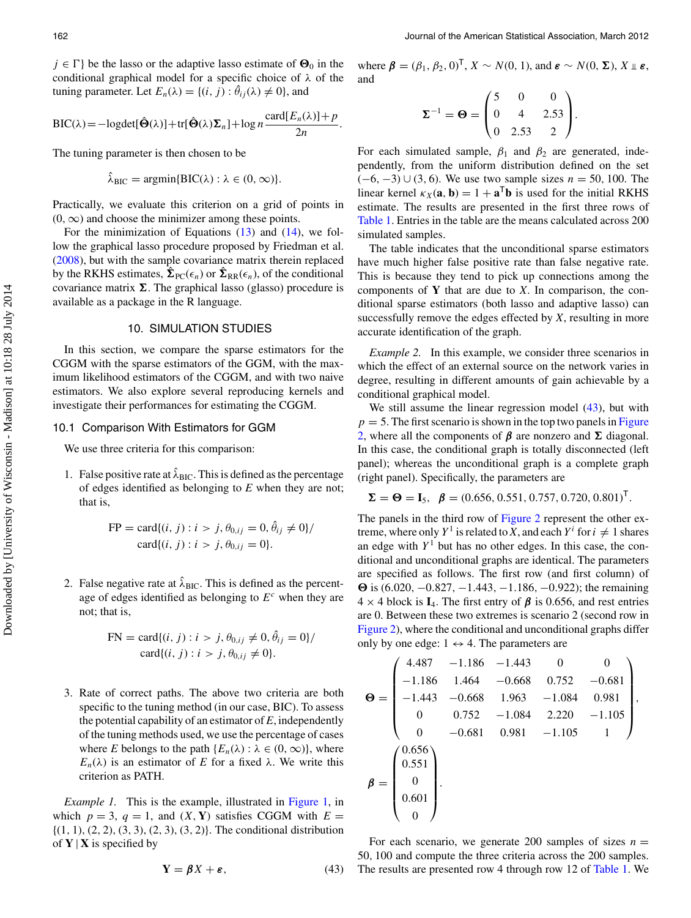$j \in \Gamma\}$ be the lasso or the adaptive lasso estimate of $\mathbf{\Theta}_0$ in the conditional graphical model for a specific choice of $\lambda$ of the tuning parameter. Let $E_n(\lambda) = \{(i, j) : \hat{\theta}_{ij}(\lambda) \neq 0\}$, and

$$\text{BIC}(\lambda) = -\log\det[\hat{\mathbf{\Theta}}(\lambda)] + \text{tr}[\hat{\mathbf{\Theta}}(\lambda)\mathbf{\Sigma}_n] + \log n \frac{\text{card}[E_n(\lambda)] + p}{2n}.$$

The tuning parameter is then chosen to be

$$\hat{\lambda}_{\text{BIC}} = \text{argmin}\{\text{BIC}(\lambda) : \lambda \in (0, \infty)\}.$$

Practically, we evaluate this criterion on a grid of points in $(0, \infty)$ and choose the minimizer among these points.

For the minimization of Equations (13) and (14), we follow the graphical lasso procedure proposed by Friedman et al. (2008), but with the sample covariance matrix therein replaced by the RKHS estimates, $\hat{\mathbf{\Sigma}}_{\text{PC}}(\epsilon_n)$ or $\hat{\mathbf{\Sigma}}_{\text{RR}}(\epsilon_n)$, of the conditional covariance matrix $\mathbf{\Sigma}$. The graphical lasso (glasso) procedure is available as a package in the R language.

## 10. SIMULATION STUDIES

In this section, we compare the sparse estimators for the CGGM with the sparse estimators of the GGM, with the maximum likelihood estimators of the CGGM, and with two naive estimators. We also explore several reproducing kernels and investigate their performances for estimating the CGGM.

### 10.1 Comparison With Estimators for GGM

We use three criteria for this comparison:

1. False positive rate at $\hat{\lambda}_{\text{BIC}}$. This is defined as the percentage of edges identified as belonging to $E$ when they are not; that is,

$$\text{FP} = \text{card}\{(i, j) : i > j, \theta_{0,ij} = 0, \hat{\theta}_{ij} \neq 0\}/\text{card}\{(i, j) : i > j, \theta_{0,ij} = 0\}.$$

2. False negative rate at $\hat{\lambda}_{\text{BIC}}$. This is defined as the percentage of edges identified as belonging to $E^c$ when they are not; that is,

$$\text{FN} = \text{card}\{(i, j) : i > j, \theta_{0,ij} \neq 0, \hat{\theta}_{ij} = 0\}/\text{card}\{(i, j) : i > j, \theta_{0,ij} \neq 0\}.$$

3. Rate of correct paths. The above two criteria are both specific to the tuning method (in our case, BIC). To assess the potential capability of an estimator of $E$, independently of the tuning methods used, we use the percentage of cases where $E$ belongs to the path $\{E_n(\lambda) : \lambda \in (0, \infty)\}$, where $E_n(\lambda)$ is an estimator of $E$ for a fixed $\lambda$. We write this criterion as PATH.

*Example 1.* This is the example, illustrated in Figure 1, in which $p = 3$, $q = 1$, and $(X, \mathbf{Y})$ satisfies CGGM with $E = \{(1, 1), (2, 2), (3, 3), (2, 3), (3, 2)\}$. The conditional distribution of $\mathbf{Y} \mid \mathbf{X}$ is specified by

$$\mathbf{Y} = \boldsymbol{\beta} X + \boldsymbol{\varepsilon}, \tag{43}$$

where $\boldsymbol{\beta} = (\beta_1, \beta_2, 0)^{\mathsf{T}}$, $X \sim N(0, 1)$, and $\boldsymbol{\varepsilon} \sim N(0, \mathbf{\Sigma})$, $X \perp\!\!\!\perp \boldsymbol{\varepsilon}$, and

$$\mathbf{\Sigma}^{-1} = \mathbf{\Theta} = \begin{pmatrix} 5 & 0 & 0 \\ 0 & 4 & 2.53 \\ 0 & 2.53 & 2 \end{pmatrix}.$$

For each simulated sample, $\beta_1$ and $\beta_2$ are generated, independently, from the uniform distribution defined on the set $(-6, -3) \cup (3, 6)$. We use two sample sizes $n = 50, 100$. The linear kernel $\kappa_X(\mathbf{a}, \mathbf{b}) = 1 + \mathbf{a}^{\mathsf{T}}\mathbf{b}$ is used for the initial RKHS estimate. The results are presented in the first three rows of Table 1. Entries in the table are the means calculated across 200 simulated samples.

The table indicates that the unconditional sparse estimators have much higher false positive rate than false negative rate. This is because they tend to pick up connections among the components of $\mathbf{Y}$ that are due to $X$. In comparison, the conditional sparse estimators (both lasso and adaptive lasso) can successfully remove the edges effected by $X$, resulting in more accurate identification of the graph.

*Example 2.* In this example, we consider three scenarios in which the effect of an external source on the network varies in degree, resulting in different amounts of gain achievable by a conditional graphical model.

We still assume the linear regression model (43), but with $p = 5$. The first scenario is shown in the top two panels in Figure 2, where all the components of $\boldsymbol{\beta}$ are nonzero and $\mathbf{\Sigma}$ diagonal. In this case, the conditional graph is totally disconnected (left panel); whereas the unconditional graph is a complete graph (right panel). Specifically, the parameters are

$$\mathbf{\Sigma} = \mathbf{\Theta} = \mathbf{I}_5, \quad \boldsymbol{\beta} = (0.656, 0.551, 0.757, 0.720, 0.801)^{\mathsf{T}}.$$

The panels in the third row of Figure 2 represent the other extreme, where only $Y^1$ is related to $X$, and each $Y^i$ for $i \neq 1$ shares an edge with $Y^1$ but has no other edges. In this case, the conditional and unconditional graphs are identical. The parameters are specified as follows. The first row (and first column) of $\mathbf{\Theta}$ is $(6.020, -0.827, -1.443, -1.186, -0.922)$; the remaining $4 \times 4$ block is $\mathbf{I}_4$. The first entry of $\boldsymbol{\beta}$ is 0.656, and rest entries are 0. Between these two extremes is scenario 2 (second row in Figure 2), where the conditional and unconditional graphs differ only by one edge: $1 \leftrightarrow 4$. The parameters are

$$\mathbf{\Theta} = \begin{pmatrix} 4.487 & -1.186 & -1.443 & 0 & 0 \\ -1.186 & 1.464 & -0.668 & 0.752 & -0.681 \\ -1.443 & -0.668 & 1.963 & -1.084 & 0.981 \\ 0 & 0.752 & -1.084 & 2.220 & -1.105 \\ 0 & -0.681 & 0.981 & -1.105 & 1 \end{pmatrix},$$

$$\boldsymbol{\beta} = \begin{pmatrix} 0.656 \\ 0.551 \\ 0 \\ 0.601 \\ 0 \end{pmatrix}.$$

For each scenario, we generate 200 samples of sizes $n = 50, 100$ and compute the three criteria across the 200 samples. The results are presented row 4 through row 12 of Table 1. We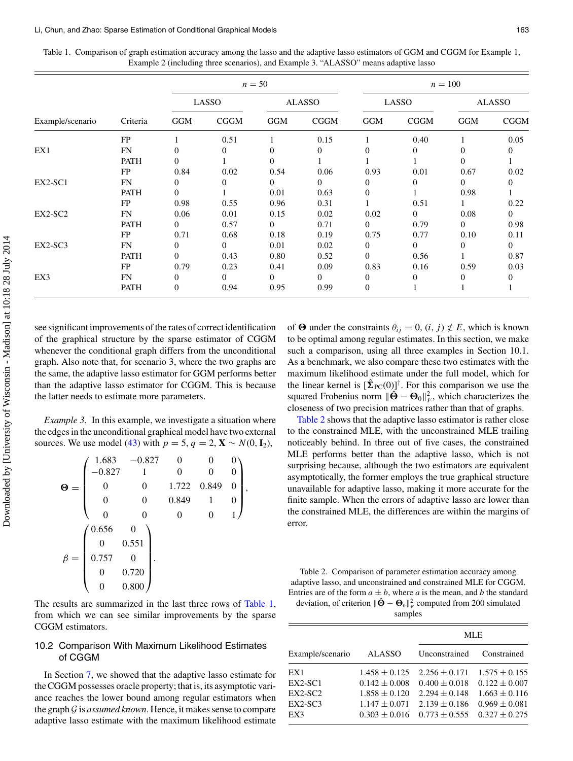Table 1. Comparison of graph estimation accuracy among the lasso and the adaptive lasso estimators of GGM and CGGM for Example 1, Example 2 (including three scenarios), and Example 3. "ALASSO" means adaptive lasso

| | | $n = 50$ | | | | $n = 100$ | | | |
|---|---|---|---|---|---|---|---|---|---|
| | | LASSO | | ALASSO | | LASSO | | ALASSO | |
| Example/scenario | Criteria | GGM | CGGM | GGM | CGGM | GGM | CGGM | GGM | CGGM |
| | FP | 1 | 0.51 | 1 | 0.15 | 1 | 0.40 | 1 | 0.05 |
| EX1 | FN | 0 | 0 | 0 | 0 | 0 | 0 | 0 | 0 |
| | PATH | 0 | 1 | 0 | 1 | 1 | 1 | 0 | 1 |
| | FP | 0.84 | 0.02 | 0.54 | 0.06 | 0.93 | 0.01 | 0.67 | 0.02 |
| EX2-SC1 | FN | 0 | 0 | 0 | 0 | 0 | 0 | 0 | 0 |
| | PATH | 0 | 1 | 0.01 | 0.63 | 0 | 1 | 0.98 | 1 |
| | FP | 0.98 | 0.55 | 0.96 | 0.31 | 1 | 0.51 | 1 | 0.22 |
| EX2-SC2 | FN | 0.06 | 0.01 | 0.15 | 0.02 | 0.02 | 0 | 0.08 | 0 |
| | PATH | 0 | 0.57 | 0 | 0.71 | 0 | 0.79 | 0 | 0.98 |
| | FP | 0.71 | 0.68 | 0.18 | 0.19 | 0.75 | 0.77 | 0.10 | 0.11 |
| EX2-SC3 | FN | 0 | 0 | 0.01 | 0.02 | 0 | 0 | 0 | 0 |
| | PATH | 0 | 0.43 | 0.80 | 0.52 | 0 | 0.56 | 1 | 0.87 |
| | FP | 0.79 | 0.23 | 0.41 | 0.09 | 0.83 | 0.16 | 0.59 | 0.03 |
| EX3 | FN | 0 | 0 | 0 | 0 | 0 | 0 | 0 | 0 |
| | PATH | 0 | 0.94 | 0.95 | 0.99 | 0 | 1 | 1 | 1 |

see significant improvements of the rates of correct identification of the graphical structure by the sparse estimator of CGGM whenever the conditional graph differs from the unconditional graph. Also note that, for scenario 3, where the two graphs are the same, the adaptive lasso estimator for GGM performs better than the adaptive lasso estimator for CGGM. This is because the latter needs to estimate more parameters.

*Example 3.* In this example, we investigate a situation where the edges in the unconditional graphical model have two external sources. We use model (43) with $p = 5$, $q = 2$, $\mathbf{X} \sim N(0, \mathbf{I}_2)$,

$$\boldsymbol{\Theta} = \begin{pmatrix} 1.683 & -0.827 & 0 & 0 & 0 \\ -0.827 & 1 & 0 & 0 & 0 \\ 0 & 0 & 1.722 & 0.849 & 0 \\ 0 & 0 & 0.849 & 1 & 0 \\ 0 & 0 & 0 & 0 & 1 \end{pmatrix},$$

$$\beta = \begin{pmatrix} 0.656 & 0 \\ 0 & 0.551 \\ 0.757 & 0 \\ 0 & 0.720 \\ 0 & 0.800 \end{pmatrix}.$$

The results are summarized in the last three rows of Table 1, from which we can see similar improvements by the sparse CGGM estimators.

## 10.2 Comparison With Maximum Likelihood Estimates of CGGM

In Section 7, we showed that the adaptive lasso estimate for the CGGM possesses oracle property; that is, its asymptotic variance reaches the lower bound among regular estimators when the graph $\mathcal{G}$ is *assumed known*. Hence, it makes sense to compare adaptive lasso estimate with the maximum likelihood estimate of $\boldsymbol{\Theta}$ under the constraints $\theta_{ij} = 0$, $(i, j) \notin E$, which is known to be optimal among regular estimates. In this section, we make such a comparison, using all three examples in Section 10.1. As a benchmark, we also compare these two estimates with the maximum likelihood estimate under the full model, which for the linear kernel is $[\hat{\boldsymbol{\Sigma}}_{\text{PC}}(0)]^{\dagger}$. For this comparison we use the squared Frobenius norm $\|\hat{\boldsymbol{\Theta}} - \boldsymbol{\Theta}_0\|_F^2$, which characterizes the closeness of two precision matrices rather than that of graphs.

Table 2 shows that the adaptive lasso estimator is rather close to the constrained MLE, with the unconstrained MLE trailing noticeably behind. In three out of five cases, the constrained MLE performs better than the adaptive lasso, which is not surprising because, although the two estimators are equivalent asymptotically, the former employs the true graphical structure unavailable for adaptive lasso, making it more accurate for the finite sample. When the errors of adaptive lasso are lower than the constrained MLE, the differences are within the margins of error.

Table 2. Comparison of parameter estimation accuracy among adaptive lasso, and unconstrained and constrained MLE for CGGM. Entries are of the form $a \pm b$, where $a$ is the mean, and $b$ the standard deviation, of criterion $\|\hat{\boldsymbol{\Theta}} - \boldsymbol{\Theta}_0\|_F^2$ computed from 200 simulated samples

| | | MLE | |
|---|---|---|---|
| Example/scenario | ALASSO | Unconstrained | Constrained |
| EX1 | $1.458 \pm 0.125$ | $2.256 \pm 0.171$ | $1.575 \pm 0.155$ |
| EX2-SC1 | $0.142 \pm 0.008$ | $0.400 \pm 0.018$ | $0.122 \pm 0.007$ |
| EX2-SC2 | $1.858 \pm 0.120$ | $2.294 \pm 0.148$ | $1.663 \pm 0.116$ |
| EX2-SC3 | $1.147 \pm 0.071$ | $2.139 \pm 0.186$ | $0.969 \pm 0.081$ |
| EX3 | $0.303 \pm 0.016$ | $0.773 \pm 0.555$ | $0.327 \pm 0.275$ |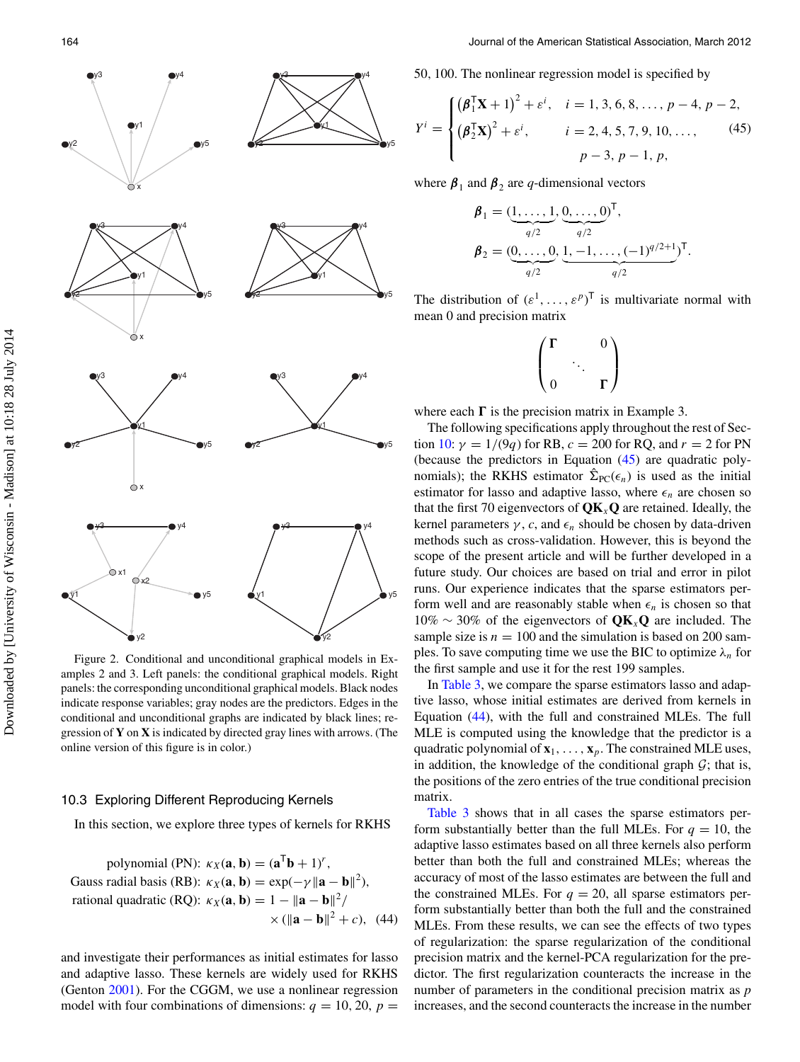Figure 2. Conditional and unconditional graphical models in Examples 2 and 3. Left panels: the conditional graphical models. Right panels: the corresponding unconditional graphical models. Black nodes indicate response variables; gray nodes are the predictors. Edges in the conditional and unconditional graphs are indicated by black lines; regression of $\mathbf{Y}$ on $\mathbf{X}$ is indicated by directed gray lines with arrows. (The online version of this figure is in color.)

### 10.3 Exploring Different Reproducing Kernels

In this section, we explore three types of kernels for RKHS

$$
\begin{aligned}
\text{polynomial (PN):} \quad & \kappa_X(\mathbf{a},\mathbf{b}) = (\mathbf{a}^\mathsf{T}\mathbf{b}+1)^r, \\
\text{Gauss radial basis (RB):} \quad & \kappa_X(\mathbf{a},\mathbf{b}) = \exp(-\gamma\|\mathbf{a}-\mathbf{b}\|^2), \\
\text{rational quadratic (RQ):} \quad & \kappa_X(\mathbf{a},\mathbf{b}) = 1-\|\mathbf{a}-\mathbf{b}\|^2/ \\
& \times(\|\mathbf{a}-\mathbf{b}\|^2+c), \quad (44)
\end{aligned}
$$

and investigate their performances as initial estimates for lasso and adaptive lasso. These kernels are widely used for RKHS (Genton 2001). For the CGGM, we use a nonlinear regression model with four combinations of dimensions: $q = 10, 20$, $p = 50, 100$. The nonlinear regression model is specified by

$$
Y^i = \begin{cases} \left(\boldsymbol{\beta}_1^\mathsf{T}\mathbf{X}+1\right)^2+\varepsilon^i, & i = 1,3,6,8,\ldots,p-4,\,p-2, \\ \left(\boldsymbol{\beta}_2^\mathsf{T}\mathbf{X}\right)^2+\varepsilon^i, & i = 2,4,5,7,9,10,\ldots, \\ & \quad p-3,\,p-1,\,p, \end{cases} \quad (45)
$$

where $\boldsymbol{\beta}_1$ and $\boldsymbol{\beta}_2$ are $q$-dimensional vectors

$$
\boldsymbol{\beta}_1 = (\underbrace{1,\ldots,1}_{q/2},\underbrace{0,\ldots,0}_{q/2})^\mathsf{T},
$$

$$
\boldsymbol{\beta}_2 = (\underbrace{0,\ldots,0}_{q/2},\underbrace{1,-1,\ldots,(-1)^{q/2+1}}_{q/2})^\mathsf{T}.
$$

The distribution of $(\varepsilon^1,\ldots,\varepsilon^p)^\mathsf{T}$ is multivariate normal with mean 0 and precision matrix

$$
\begin{pmatrix} \boldsymbol{\Gamma} & & 0 \\ & \ddots & \\ 0 & & \boldsymbol{\Gamma} \end{pmatrix}
$$

where each $\boldsymbol{\Gamma}$ is the precision matrix in Example 3.

The following specifications apply throughout the rest of Section 10: $\gamma = 1/(9q)$ for RB, $c = 200$ for RQ, and $r = 2$ for PN (because the predictors in Equation (45) are quadratic polynomials); the RKHS estimator $\hat{\Sigma}_{\text{PC}}(\epsilon_n)$ is used as the initial estimator for lasso and adaptive lasso, where $\epsilon_n$ are chosen so that the first 70 eigenvectors of $\mathbf{QK}_x\mathbf{Q}$ are retained. Ideally, the kernel parameters $\gamma$, $c$, and $\epsilon_n$ should be chosen by data-driven methods such as cross-validation. However, this is beyond the scope of the present article and will be further developed in a future study. Our choices are based on trial and error in pilot runs. Our experience indicates that the sparse estimators perform well and are reasonably stable when $\epsilon_n$ is chosen so that $10\% \sim 30\%$ of the eigenvectors of $\mathbf{QK}_x\mathbf{Q}$ are included. The sample size is $n = 100$ and the simulation is based on 200 samples. To save computing time we use the BIC to optimize $\lambda_n$ for the first sample and use it for the rest 199 samples.

In Table 3, we compare the sparse estimators lasso and adaptive lasso, whose initial estimates are derived from kernels in Equation (44), with the full and constrained MLEs. The full MLE is computed using the knowledge that the predictor is a quadratic polynomial of $\mathbf{x}_1,\ldots,\mathbf{x}_p$. The constrained MLE uses, in addition, the knowledge of the conditional graph $\mathcal{G}$; that is, the positions of the zero entries of the true conditional precision matrix.

Table 3 shows that in all cases the sparse estimators perform substantially better than the full MLEs. For $q = 10$, the adaptive lasso estimates based on all three kernels also perform better than both the full and constrained MLEs; whereas the accuracy of most of the lasso estimates are between the full and the constrained MLEs. For $q = 20$, all sparse estimators perform substantially better than both the full and the constrained MLEs. From these results, we can see the effects of two types of regularization: the sparse regularization of the conditional precision matrix and the kernel-PCA regularization for the predictor. The first regularization counteracts the increase in the number of parameters in the conditional precision matrix as $p$ increases, and the second counteracts the increase in the number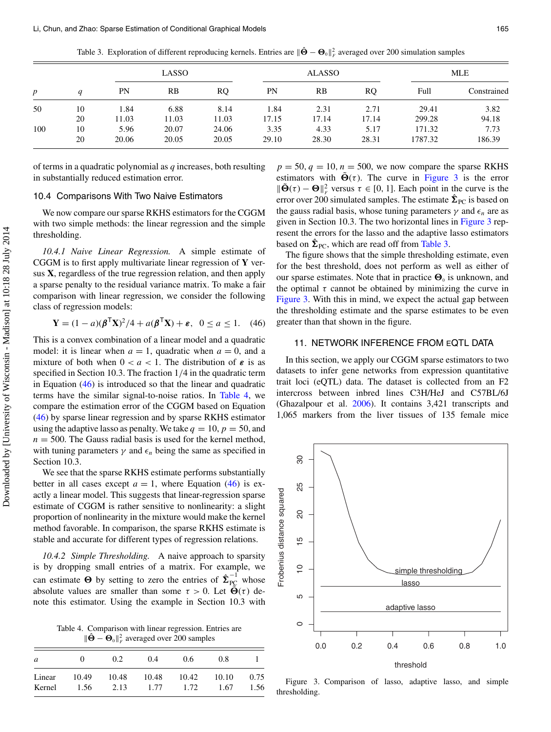Table 3. Exploration of different reproducing kernels. Entries are $\|\hat{\mathbf{\Theta}} - \mathbf{\Theta}_0\|_F^2$ averaged over 200 simulation samples

| | | LASSO | | | ALASSO | | | MLE | |
|---|---|---|---|---|---|---|---|---|---|
| $p$ | $q$ | PN | RB | RQ | PN | RB | RQ | Full | Constrained |
| 50 | 10 | 1.84 | 6.88 | 8.14 | 1.84 | 2.31 | 2.71 | 29.41 | 3.82 |
| | 20 | 11.03 | 11.03 | 11.03 | 17.15 | 17.14 | 17.14 | 299.28 | 94.18 |
| 100 | 10 | 5.96 | 20.07 | 24.06 | 3.35 | 4.33 | 5.17 | 171.32 | 7.73 |
| | 20 | 20.06 | 20.05 | 20.05 | 29.10 | 28.30 | 28.31 | 1787.32 | 186.39 |

of terms in a quadratic polynomial as $q$ increases, both resulting in substantially reduced estimation error.

### 10.4 Comparisons With Two Naive Estimators

We now compare our sparse RKHS estimators for the CGGM with two simple methods: the linear regression and the simple thresholding.

*10.4.1 Naive Linear Regression.* A simple estimate of CGGM is to first apply multivariate linear regression of $\mathbf{Y}$ versus $\mathbf{X}$, regardless of the true regression relation, and then apply a sparse penalty to the residual variance matrix. To make a fair comparison with linear regression, we consider the following class of regression models:

$$\mathbf{Y} = (1-a)(\boldsymbol{\beta}^{\mathsf{T}}\mathbf{X})^2/4 + a(\boldsymbol{\beta}^{\mathsf{T}}\mathbf{X}) + \boldsymbol{\varepsilon}, \quad 0 \le a \le 1. \quad (46)$$

This is a convex combination of a linear model and a quadratic model: it is linear when $a = 1$, quadratic when $a = 0$, and a mixture of both when $0 < a < 1$. The distribution of $\boldsymbol{\varepsilon}$ is as specified in Section 10.3. The fraction 1/4 in the quadratic term in Equation (46) is introduced so that the linear and quadratic terms have the similar signal-to-noise ratios. In Table 4, we compare the estimation error of the CGGM based on Equation (46) by sparse linear regression and by sparse RKHS estimator using the adaptive lasso as penalty. We take $q = 10$, $p = 50$, and $n = 500$. The Gauss radial basis is used for the kernel method, with tuning parameters $\gamma$ and $\epsilon_n$ being the same as specified in Section 10.3.

We see that the sparse RKHS estimate performs substantially better in all cases except $a = 1$, where Equation (46) is exactly a linear model. This suggests that linear-regression sparse estimate of CGGM is rather sensitive to nonlinearity: a slight proportion of nonlinearity in the mixture would make the kernel method favorable. In comparison, the sparse RKHS estimate is stable and accurate for different types of regression relations.

*10.4.2 Simple Thresholding.* A naive approach to sparsity is by dropping small entries of a matrix. For example, we can estimate $\mathbf{\Theta}$ by setting to zero the entries of $\hat{\mathbf{\Sigma}}_{\text{PC}}^{-1}$ whose absolute values are smaller than some $\tau > 0$. Let $\tilde{\mathbf{\Theta}}(\tau)$ denote this estimator. Using the example in Section 10.3 with $p = 50$, $q = 10$, $n = 500$, we now compare the sparse RKHS estimators with $\tilde{\mathbf{\Theta}}(\tau)$. The curve in Figure 3 is the error $\|\tilde{\mathbf{\Theta}}(\tau) - \mathbf{\Theta}\|_F^2$ versus $\tau \in [0, 1]$. Each point in the curve is the error over 200 simulated samples. The estimate $\hat{\mathbf{\Sigma}}_{\text{PC}}$ is based on the gauss radial basis, whose tuning parameters $\gamma$ and $\epsilon_n$ are as given in Section 10.3. The two horizontal lines in Figure 3 represent the errors for the lasso and the adaptive lasso estimators based on $\hat{\mathbf{\Sigma}}_{\text{PC}}$, which are read off from Table 3.

The figure shows that the simple thresholding estimate, even for the best threshold, does not perform as well as either of our sparse estimates. Note that in practice $\mathbf{\Theta}_0$ is unknown, and the optimal $\tau$ cannot be obtained by minimizing the curve in Figure 3. With this in mind, we expect the actual gap between the thresholding estimate and the sparse estimates to be even greater than that shown in the figure.

Table 4. Comparison with linear regression. Entries are $\|\hat{\mathbf{\Theta}} - \mathbf{\Theta}_0\|_F^2$ averaged over 200 samples

| $a$ | 0 | 0.2 | 0.4 | 0.6 | 0.8 | 1 |
|---|---|---|---|---|---|---|
| Linear | 10.49 | 10.48 | 10.48 | 10.42 | 10.10 | 0.75 |
| Kernel | 1.56 | 2.13 | 1.77 | 1.72 | 1.67 | 1.56 |

## 11. NETWORK INFERENCE FROM eQTL DATA

In this section, we apply our CGGM sparse estimators to two datasets to infer gene networks from expression quantitative trait loci (eQTL) data. The dataset is collected from an F2 intercross between inbred lines C3H/HeJ and C57BL/6J (Ghazalpour et al. 2006). It contains 3,421 transcripts and 1,065 markers from the liver tissues of 135 female mice

Figure 3. Comparison of lasso, adaptive lasso, and simple thresholding.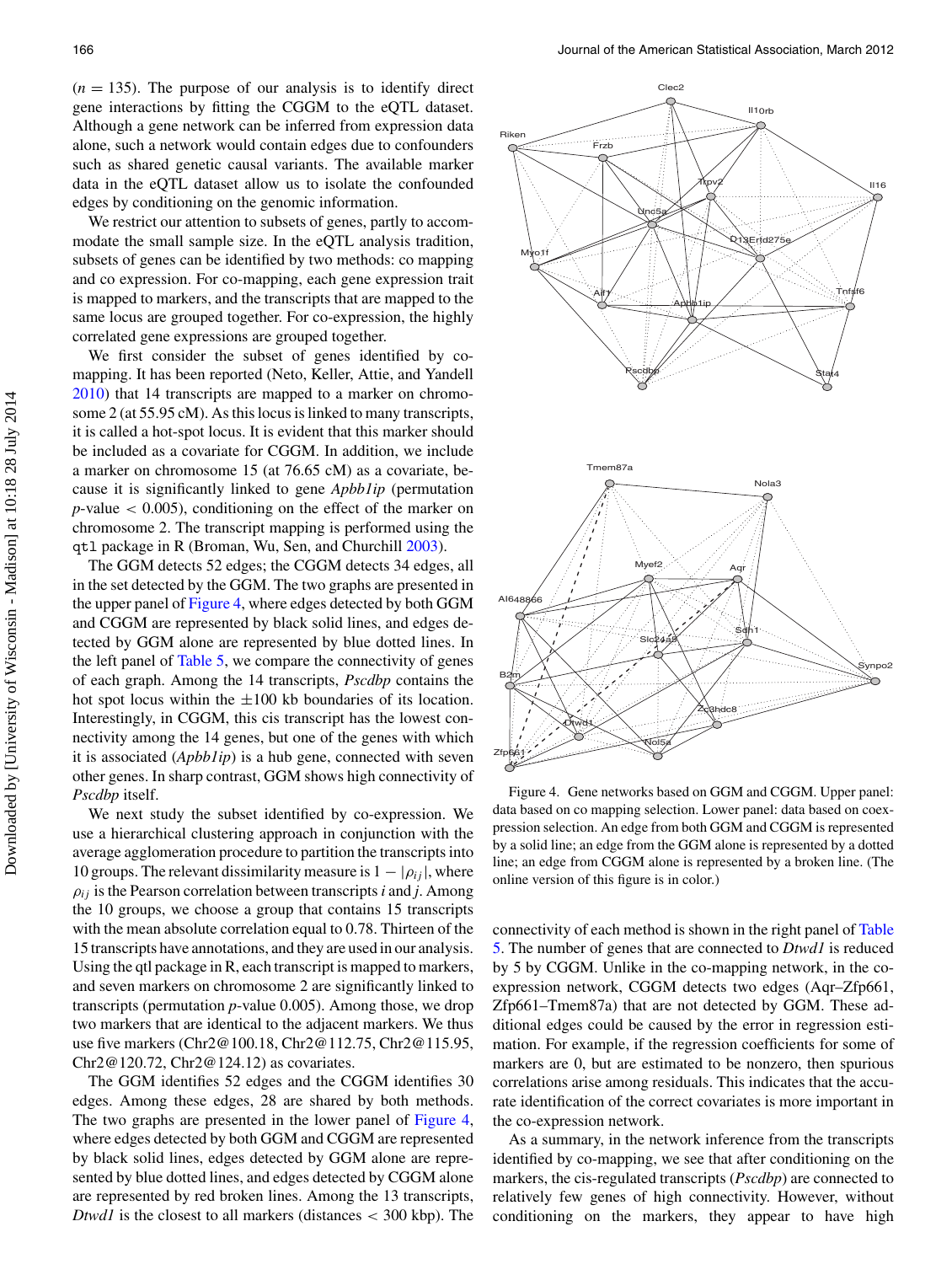($n = 135$). The purpose of our analysis is to identify direct gene interactions by fitting the CGGM to the eQTL dataset. Although a gene network can be inferred from expression data alone, such a network would contain edges due to confounders such as shared genetic causal variants. The available marker data in the eQTL dataset allow us to isolate the confounded edges by conditioning on the genomic information.

We restrict our attention to subsets of genes, partly to accommodate the small sample size. In the eQTL analysis tradition, subsets of genes can be identified by two methods: co mapping and co expression. For co-mapping, each gene expression trait is mapped to markers, and the transcripts that are mapped to the same locus are grouped together. For co-expression, the highly correlated gene expressions are grouped together.

We first consider the subset of genes identified by co-mapping. It has been reported (Neto, Keller, Attie, and Yandell 2010) that 14 transcripts are mapped to a marker on chromosome 2 (at 55.95 cM). As this locus is linked to many transcripts, it is called a hot-spot locus. It is evident that this marker should be included as a covariate for CGGM. In addition, we include a marker on chromosome 15 (at 76.65 cM) as a covariate, because it is significantly linked to gene *Apbb1ip* (permutation $p$-value $< 0.005$), conditioning on the effect of the marker on chromosome 2. The transcript mapping is performed using the `qtl` package in R (Broman, Wu, Sen, and Churchill 2003).

The GGM detects 52 edges; the CGGM detects 34 edges, all in the set detected by the GGM. The two graphs are presented in the upper panel of Figure 4, where edges detected by both GGM and CGGM are represented by black solid lines, and edges detected by GGM alone are represented by blue dotted lines. In the left panel of Table 5, we compare the connectivity of genes of each graph. Among the 14 transcripts, *Pscdbp* contains the hot spot locus within the $\pm 100$ kb boundaries of its location. Interestingly, in CGGM, this cis transcript has the lowest connectivity among the 14 genes, but one of the genes with which it is associated (*Apbb1ip*) is a hub gene, connected with seven other genes. In sharp contrast, GGM shows high connectivity of *Pscdbp* itself.

We next study the subset identified by co-expression. We use a hierarchical clustering approach in conjunction with the average agglomeration procedure to partition the transcripts into 10 groups. The relevant dissimilarity measure is $1 - |\rho_{ij}|$, where $\rho_{ij}$ is the Pearson correlation between transcripts $i$ and $j$. Among the 10 groups, we choose a group that contains 15 transcripts with the mean absolute correlation equal to 0.78. Thirteen of the 15 transcripts have annotations, and they are used in our analysis. Using the qtl package in R, each transcript is mapped to markers, and seven markers on chromosome 2 are significantly linked to transcripts (permutation $p$-value 0.005). Among those, we drop two markers that are identical to the adjacent markers. We thus use five markers (Chr2@100.18, Chr2@112.75, Chr2@115.95, Chr2@120.72, Chr2@124.12) as covariates.

The GGM identifies 52 edges and the CGGM identifies 30 edges. Among these edges, 28 are shared by both methods. The two graphs are presented in the lower panel of Figure 4, where edges detected by both GGM and CGGM are represented by black solid lines, edges detected by GGM alone are represented by blue dotted lines, and edges detected by CGGM alone are represented by red broken lines. Among the 13 transcripts, *Dtwd1* is the closest to all markers (distances $< 300$ kbp). The connectivity of each method is shown in the right panel of Table 5. The number of genes that are connected to *Dtwd1* is reduced by 5 by CGGM. Unlike in the co-mapping network, in the co-expression network, CGGM detects two edges (Aqr–Zfp661, Zfp661–Tmem87a) that are not detected by GGM. These additional edges could be caused by the error in regression estimation. For example, if the regression coefficients for some of markers are 0, but are estimated to be nonzero, then spurious correlations arise among residuals. This indicates that the accurate identification of the correct covariates is more important in the co-expression network.

Figure 4. Gene networks based on GGM and CGGM. Upper panel: data based on co mapping selection. Lower panel: data based on coexpression selection. An edge from both GGM and CGGM is represented by a solid line; an edge from the GGM alone is represented by a dotted line; an edge from CGGM alone is represented by a broken line. (The online version of this figure is in color.)

As a summary, in the network inference from the transcripts identified by co-mapping, we see that after conditioning on the markers, the cis-regulated transcripts (*Pscdbp*) are connected to relatively few genes of high connectivity. However, without conditioning on the markers, they appear to have high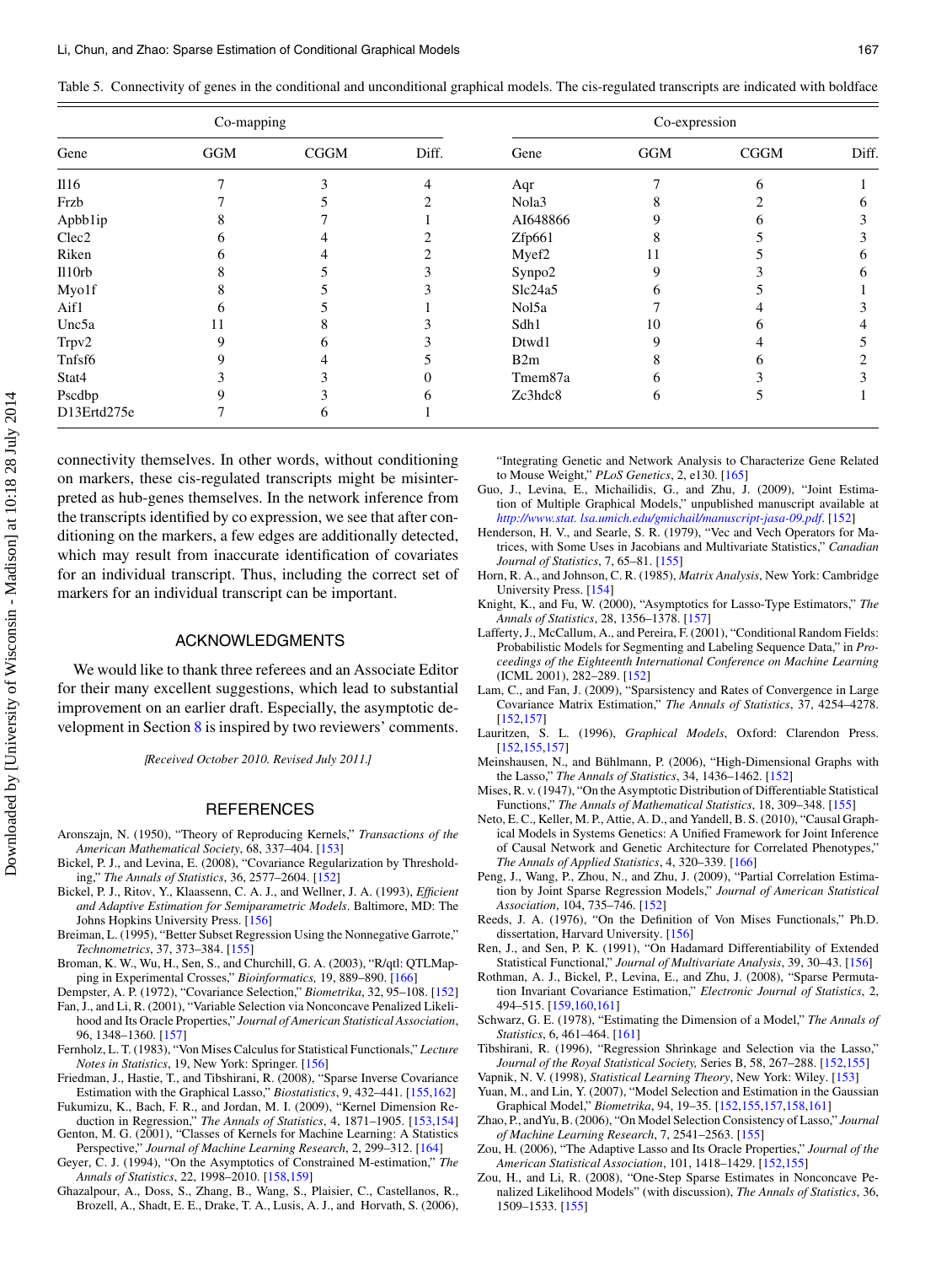Table 5. Connectivity of genes in the conditional and unconditional graphical models. The cis-regulated transcripts are indicated with boldface

| Co-mapping | | | | Co-expression | | | |
|---|---|---|---|---|---|---|---|
| Gene | GGM | CGGM | Diff. | Gene | GGM | CGGM | Diff. |
| Il16 | 7 | 3 | 4 | Aqr | 7 | 6 | 1 |
| Frzb | 7 | 5 | 2 | Nola3 | 8 | 2 | 6 |
| Apbb1ip | 8 | 7 | 1 | AI648866 | 9 | 6 | 3 |
| Clec2 | 6 | 4 | 2 | Zfp661 | 8 | 5 | 3 |
| Riken | 6 | 4 | 2 | Myef2 | 11 | 5 | 6 |
| Il10rb | 8 | 5 | 3 | Synpo2 | 9 | 3 | 6 |
| Myo1f | 8 | 5 | 3 | Slc24a5 | 6 | 5 | 1 |
| Aif1 | 6 | 5 | 1 | Nol5a | 7 | 4 | 3 |
| Unc5a | 11 | 8 | 3 | Sdh1 | 10 | 6 | 4 |
| Trpv2 | 9 | 6 | 3 | Dtwd1 | 9 | 4 | 5 |
| Tnfsf6 | 9 | 4 | 5 | B2m | 8 | 6 | 2 |
| Stat4 | 3 | 3 | 0 | Tmem87a | 6 | 3 | 3 |
| Pscdbp | 9 | 3 | 6 | Zc3hdc8 | 6 | 5 | 1 |
| D13Ertd275e | 7 | 6 | 1 | | | | |

connectivity themselves. In other words, without conditioning on markers, these cis-regulated transcripts might be misinterpreted as hub-genes themselves. In the network inference from the transcripts identified by co expression, we see that after conditioning on the markers, a few edges are additionally detected, which may result from inaccurate identification of covariates for an individual transcript. Thus, including the correct set of markers for an individual transcript can be important.

## ACKNOWLEDGMENTS

We would like to thank three referees and an Associate Editor for their many excellent suggestions, which lead to substantial improvement on an earlier draft. Especially, the asymptotic development in Section 8 is inspired by two reviewers' comments.

*[Received October 2010. Revised July 2011.]*

## REFERENCES

Aronszajn, N. (1950), "Theory of Reproducing Kernels," *Transactions of the American Mathematical Society*, 68, 337–404. [153]

Bickel, P. J., and Levina, E. (2008), "Covariance Regularization by Thresholding," *The Annals of Statistics*, 36, 2577–2604. [152]

Bickel, P. J., Ritov, Y., Klaassenn, C. A. J., and Wellner, J. A. (1993), *Efficient and Adaptive Estimation for Semiparametric Models*. Baltimore, MD: The Johns Hopkins University Press. [156]

Breiman, L. (1995), "Better Subset Regression Using the Nonnegative Garrote," *Technometrics*, 37, 373–384. [155]

Broman, K. W., Wu, H., Sen, S., and Churchill, G. A. (2003), "R/qtl: QTLMapping in Experimental Crosses," *Bioinformatics,* 19, 889–890. [166]

Dempster, A. P. (1972), "Covariance Selection," *Biometrika*, 32, 95–108. [152]

Fan, J., and Li, R. (2001), "Variable Selection via Nonconcave Penalized Likelihood and Its Oracle Properties," *Journal of American Statistical Association*, 96, 1348–1360. [157]

Fernholz, L. T. (1983), "Von Mises Calculus for Statistical Functionals," *Lecture Notes in Statistics*, 19, New York: Springer. [156]

Friedman, J., Hastie, T., and Tibshirani, R. (2008), "Sparse Inverse Covariance Estimation with the Graphical Lasso," *Biostatistics*, 9, 432–441. [155,162]

Fukumizu, K., Bach, F. R., and Jordan, M. I. (2009), "Kernel Dimension Reduction in Regression," *The Annals of Statistics*, 4, 1871–1905. [153,154]

Genton, M. G. (2001), "Classes of Kernels for Machine Learning: A Statistics Perspective," *Journal of Machine Learning Research*, 2, 299–312. [164]

Geyer, C. J. (1994), "On the Asymptotics of Constrained M-estimation," *The Annals of Statistics*, 22, 1998–2010. [158,159]

Ghazalpour, A., Doss, S., Zhang, B., Wang, S., Plaisier, C., Castellanos, R., Brozell, A., Shadt, E. E., Drake, T. A., Lusis, A. J., and Horvath, S. (2006), "Integrating Genetic and Network Analysis to Characterize Gene Related to Mouse Weight," *PLoS Genetics*, 2, e130. [165]

Guo, J., Levina, E., Michailidis, G., and Zhu, J. (2009), "Joint Estimation of Multiple Graphical Models," unpublished manuscript available at *http://www.stat. lsa.umich.edu/gmichail/manuscript-jasa-09.pdf*. [152]

Henderson, H. V., and Searle, S. R. (1979), "Vec and Vech Operators for Matrices, with Some Uses in Jacobians and Multivariate Statistics," *Canadian Journal of Statistics*, 7, 65–81. [155]

Horn, R. A., and Johnson, C. R. (1985), *Matrix Analysis*, New York: Cambridge University Press. [154]

Knight, K., and Fu, W. (2000), "Asymptotics for Lasso-Type Estimators," *The Annals of Statistics*, 28, 1356–1378. [157]

Lafferty, J., McCallum, A., and Pereira, F. (2001), "Conditional Random Fields: Probabilistic Models for Segmenting and Labeling Sequence Data," in *Proceedings of the Eighteenth International Conference on Machine Learning* (ICML 2001), 282–289. [152]

Lam, C., and Fan, J. (2009), "Sparsistency and Rates of Convergence in Large Covariance Matrix Estimation," *The Annals of Statistics*, 37, 4254–4278. [152,157]

Lauritzen, S. L. (1996), *Graphical Models*, Oxford: Clarendon Press. [152,155,157]

Meinshausen, N., and Bühlmann, P. (2006), "High-Dimensional Graphs with the Lasso," *The Annals of Statistics*, 34, 1436–1462. [152]

Mises, R. v. (1947), "On the Asymptotic Distribution of Differentiable Statistical Functions," *The Annals of Mathematical Statistics*, 18, 309–348. [155]

Neto, E. C., Keller, M. P., Attie, A. D., and Yandell, B. S. (2010), "Causal Graphical Models in Systems Genetics: A Unified Framework for Joint Inference of Causal Network and Genetic Architecture for Correlated Phenotypes," *The Annals of Applied Statistics*, 4, 320–339. [166]

Peng, J., Wang, P., Zhou, N., and Zhu, J. (2009), "Partial Correlation Estimation by Joint Sparse Regression Models," *Journal of American Statistical Association*, 104, 735–746. [152]

Reeds, J. A. (1976), "On the Definition of Von Mises Functionals," Ph.D. dissertation, Harvard University. [156]

Ren, J., and Sen, P. K. (1991), "On Hadamard Differentiability of Extended Statistical Functional," *Journal of Multivariate Analysis*, 39, 30–43. [156]

Rothman, A. J., Bickel, P., Levina, E., and Zhu, J. (2008), "Sparse Permutation Invariant Covariance Estimation," *Electronic Journal of Statistics*, 2, 494–515. [159,160,161]

Schwarz, G. E. (1978), "Estimating the Dimension of a Model," *The Annals of Statistics*, 6, 461–464. [161]

Tibshirani, R. (1996), "Regression Shrinkage and Selection via the Lasso," *Journal of the Royal Statistical Society,* Series B, 58, 267–288. [152,155]

Vapnik, N. V. (1998), *Statistical Learning Theory*, New York: Wiley. [153]

Yuan, M., and Lin, Y. (2007), "Model Selection and Estimation in the Gaussian Graphical Model," *Biometrika*, 94, 19–35. [152,155,157,158,161]

Zhao, P., and Yu, B. (2006), "On Model Selection Consistency of Lasso," *Journal of Machine Learning Research*, 7, 2541–2563. [155]

Zou, H. (2006), "The Adaptive Lasso and Its Oracle Properties," *Journal of the American Statistical Association*, 101, 1418–1429. [152,155]

Zou, H., and Li, R. (2008), "One-Step Sparse Estimates in Nonconcave Penalized Likelihood Models" (with discussion), *The Annals of Statistics*, 36, 1509–1533. [155]